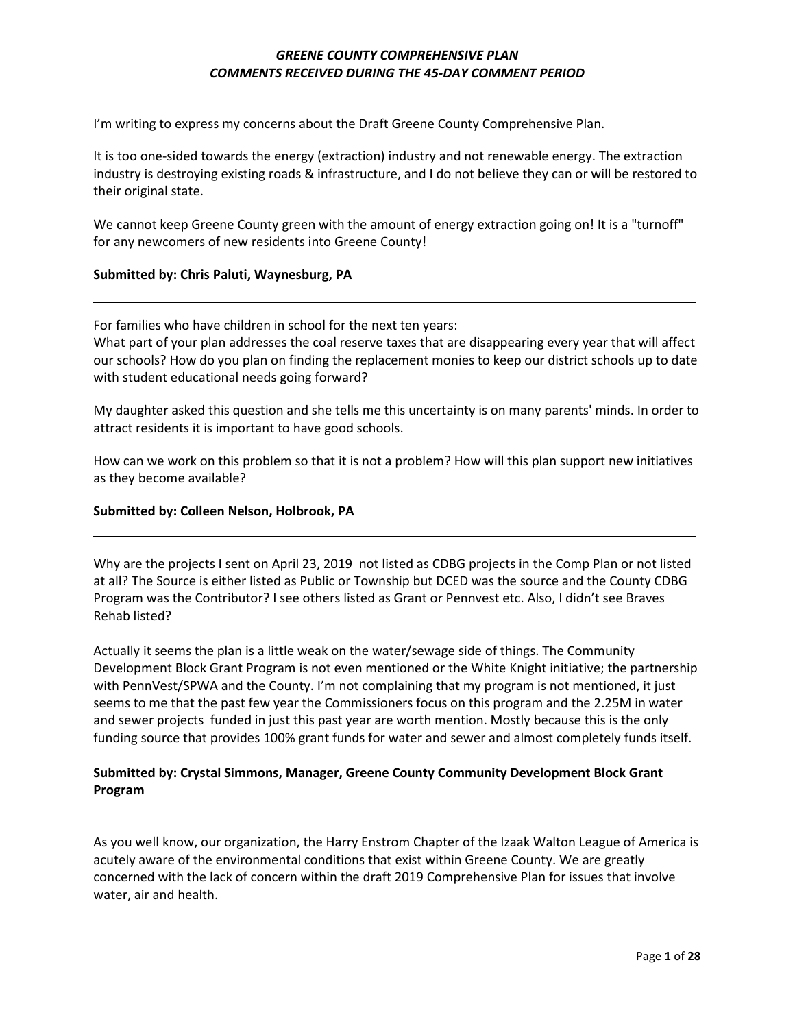# *GREENE COUNTY COMPREHENSIVE PLAN*
## *COMMENTS RECEIVED DURING THE 45-DAY COMMENT PERIOD*

I'm writing to express my concerns about the Draft Greene County Comprehensive Plan.

It is too one-sided towards the energy (extraction) industry and not renewable energy. The extraction industry is destroying existing roads & infrastructure, and I do not believe they can or will be restored to their original state.

We cannot keep Greene County green with the amount of energy extraction going on! It is a "turnoff" for any newcomers of new residents into Greene County!

**Submitted by: Chris Paluti, Waynesburg, PA**

---

For families who have children in school for the next ten years:
What part of your plan addresses the coal reserve taxes that are disappearing every year that will affect our schools? How do you plan on finding the replacement monies to keep our district schools up to date with student educational needs going forward?

My daughter asked this question and she tells me this uncertainty is on many parents' minds. In order to attract residents it is important to have good schools.

How can we work on this problem so that it is not a problem? How will this plan support new initiatives as they become available?

**Submitted by: Colleen Nelson, Holbrook, PA**

---

Why are the projects I sent on April 23, 2019 not listed as CDBG projects in the Comp Plan or not listed at all? The Source is either listed as Public or Township but DCED was the source and the County CDBG Program was the Contributor? I see others listed as Grant or Pennvest etc. Also, I didn't see Braves Rehab listed?

Actually it seems the plan is a little weak on the water/sewage side of things. The Community Development Block Grant Program is not even mentioned or the White Knight initiative; the partnership with PennVest/SPWA and the County. I'm not complaining that my program is not mentioned, it just seems to me that the past few year the Commissioners focus on this program and the 2.25M in water and sewer projects funded in just this past year are worth mention. Mostly because this is the only funding source that provides 100% grant funds for water and sewer and almost completely funds itself.

**Submitted by: Crystal Simmons, Manager, Greene County Community Development Block Grant Program**

---

As you well know, our organization, the Harry Enstrom Chapter of the Izaak Walton League of America is acutely aware of the environmental conditions that exist within Greene County. We are greatly concerned with the lack of concern within the draft 2019 Comprehensive Plan for issues that involve water, air and health.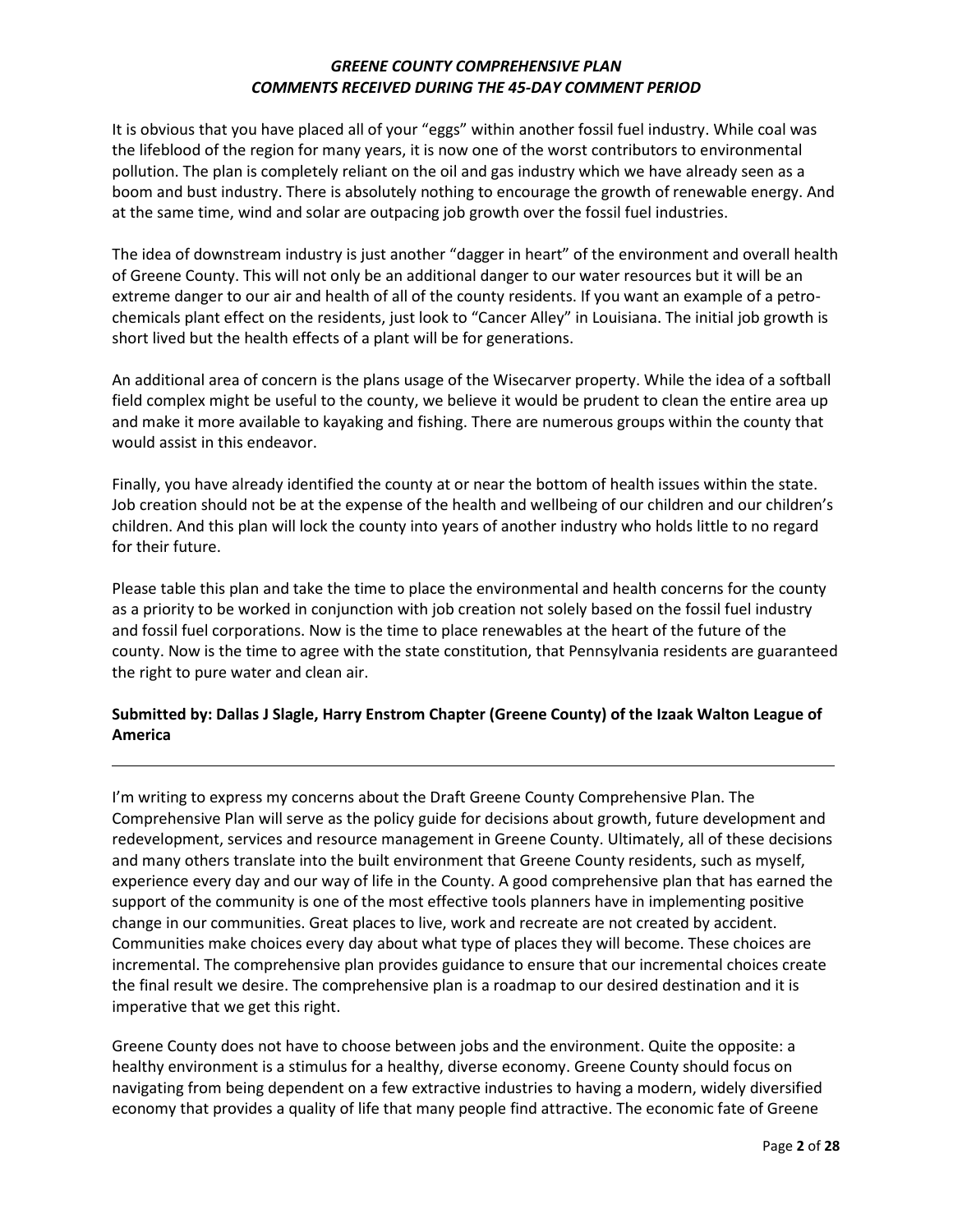It is obvious that you have placed all of your "eggs" within another fossil fuel industry. While coal was the lifeblood of the region for many years, it is now one of the worst contributors to environmental pollution. The plan is completely reliant on the oil and gas industry which we have already seen as a boom and bust industry. There is absolutely nothing to encourage the growth of renewable energy. And at the same time, wind and solar are outpacing job growth over the fossil fuel industries.

The idea of downstream industry is just another "dagger in heart" of the environment and overall health of Greene County. This will not only be an additional danger to our water resources but it will be an extreme danger to our air and health of all of the county residents. If you want an example of a petro-chemicals plant effect on the residents, just look to "Cancer Alley" in Louisiana. The initial job growth is short lived but the health effects of a plant will be for generations.

An additional area of concern is the plans usage of the Wisecarver property. While the idea of a softball field complex might be useful to the county, we believe it would be prudent to clean the entire area up and make it more available to kayaking and fishing. There are numerous groups within the county that would assist in this endeavor.

Finally, you have already identified the county at or near the bottom of health issues within the state. Job creation should not be at the expense of the health and wellbeing of our children and our children's children. And this plan will lock the county into years of another industry who holds little to no regard for their future.

Please table this plan and take the time to place the environmental and health concerns for the county as a priority to be worked in conjunction with job creation not solely based on the fossil fuel industry and fossil fuel corporations. Now is the time to place renewables at the heart of the future of the county. Now is the time to agree with the state constitution, that Pennsylvania residents are guaranteed the right to pure water and clean air.

**Submitted by: Dallas J Slagle, Harry Enstrom Chapter (Greene County) of the Izaak Walton League of America**

---

I'm writing to express my concerns about the Draft Greene County Comprehensive Plan. The Comprehensive Plan will serve as the policy guide for decisions about growth, future development and redevelopment, services and resource management in Greene County. Ultimately, all of these decisions and many others translate into the built environment that Greene County residents, such as myself, experience every day and our way of life in the County. A good comprehensive plan that has earned the support of the community is one of the most effective tools planners have in implementing positive change in our communities. Great places to live, work and recreate are not created by accident. Communities make choices every day about what type of places they will become. These choices are incremental. The comprehensive plan provides guidance to ensure that our incremental choices create the final result we desire. The comprehensive plan is a roadmap to our desired destination and it is imperative that we get this right.

Greene County does not have to choose between jobs and the environment. Quite the opposite: a healthy environment is a stimulus for a healthy, diverse economy. Greene County should focus on navigating from being dependent on a few extractive industries to having a modern, widely diversified economy that provides a quality of life that many people find attractive. The economic fate of Greene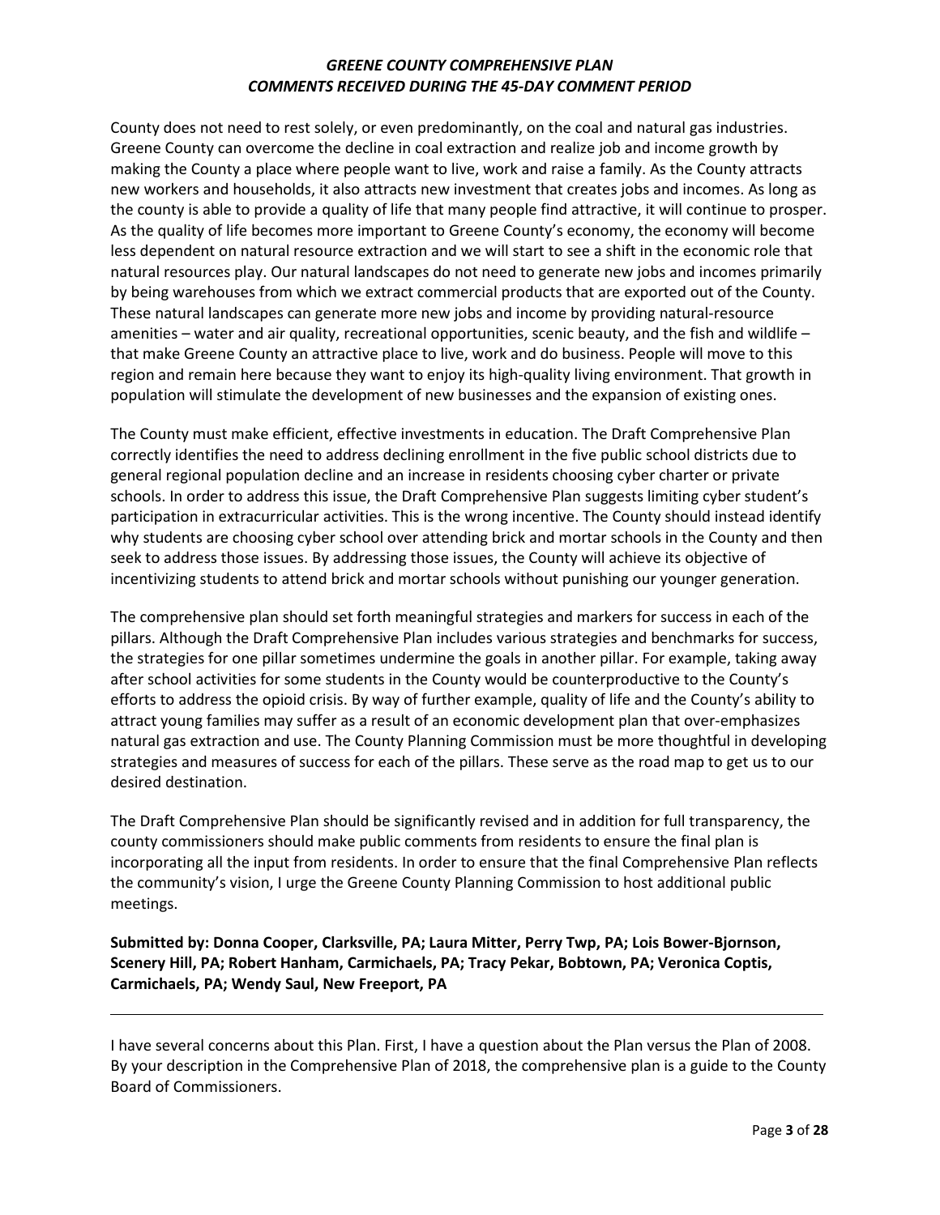County does not need to rest solely, or even predominantly, on the coal and natural gas industries. Greene County can overcome the decline in coal extraction and realize job and income growth by making the County a place where people want to live, work and raise a family. As the County attracts new workers and households, it also attracts new investment that creates jobs and incomes. As long as the county is able to provide a quality of life that many people find attractive, it will continue to prosper. As the quality of life becomes more important to Greene County's economy, the economy will become less dependent on natural resource extraction and we will start to see a shift in the economic role that natural resources play. Our natural landscapes do not need to generate new jobs and incomes primarily by being warehouses from which we extract commercial products that are exported out of the County. These natural landscapes can generate more new jobs and income by providing natural-resource amenities – water and air quality, recreational opportunities, scenic beauty, and the fish and wildlife – that make Greene County an attractive place to live, work and do business. People will move to this region and remain here because they want to enjoy its high-quality living environment. That growth in population will stimulate the development of new businesses and the expansion of existing ones.

The County must make efficient, effective investments in education. The Draft Comprehensive Plan correctly identifies the need to address declining enrollment in the five public school districts due to general regional population decline and an increase in residents choosing cyber charter or private schools. In order to address this issue, the Draft Comprehensive Plan suggests limiting cyber student's participation in extracurricular activities. This is the wrong incentive. The County should instead identify why students are choosing cyber school over attending brick and mortar schools in the County and then seek to address those issues. By addressing those issues, the County will achieve its objective of incentivizing students to attend brick and mortar schools without punishing our younger generation.

The comprehensive plan should set forth meaningful strategies and markers for success in each of the pillars. Although the Draft Comprehensive Plan includes various strategies and benchmarks for success, the strategies for one pillar sometimes undermine the goals in another pillar. For example, taking away after school activities for some students in the County would be counterproductive to the County's efforts to address the opioid crisis. By way of further example, quality of life and the County's ability to attract young families may suffer as a result of an economic development plan that over-emphasizes natural gas extraction and use. The County Planning Commission must be more thoughtful in developing strategies and measures of success for each of the pillars. These serve as the road map to get us to our desired destination.

The Draft Comprehensive Plan should be significantly revised and in addition for full transparency, the county commissioners should make public comments from residents to ensure the final plan is incorporating all the input from residents. In order to ensure that the final Comprehensive Plan reflects the community's vision, I urge the Greene County Planning Commission to host additional public meetings.

**Submitted by: Donna Cooper, Clarksville, PA; Laura Mitter, Perry Twp, PA; Lois Bower-Bjornson, Scenery Hill, PA; Robert Hanham, Carmichaels, PA; Tracy Pekar, Bobtown, PA; Veronica Coptis, Carmichaels, PA; Wendy Saul, New Freeport, PA**

---

I have several concerns about this Plan. First, I have a question about the Plan versus the Plan of 2008. By your description in the Comprehensive Plan of 2018, the comprehensive plan is a guide to the County Board of Commissioners.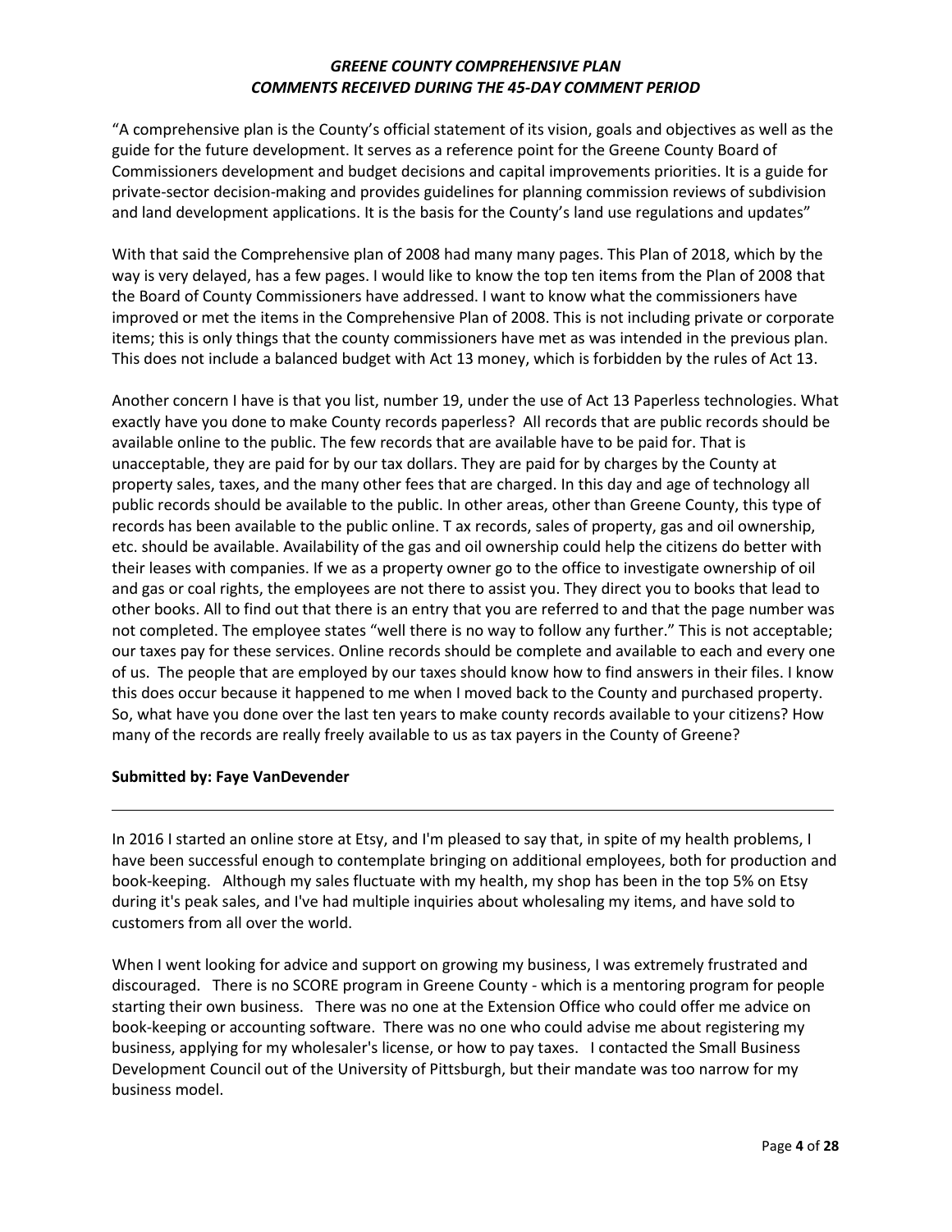"A comprehensive plan is the County's official statement of its vision, goals and objectives as well as the guide for the future development. It serves as a reference point for the Greene County Board of Commissioners development and budget decisions and capital improvements priorities. It is a guide for private-sector decision-making and provides guidelines for planning commission reviews of subdivision and land development applications. It is the basis for the County's land use regulations and updates"

With that said the Comprehensive plan of 2008 had many many pages. This Plan of 2018, which by the way is very delayed, has a few pages. I would like to know the top ten items from the Plan of 2008 that the Board of County Commissioners have addressed. I want to know what the commissioners have improved or met the items in the Comprehensive Plan of 2008. This is not including private or corporate items; this is only things that the county commissioners have met as was intended in the previous plan. This does not include a balanced budget with Act 13 money, which is forbidden by the rules of Act 13.

Another concern I have is that you list, number 19, under the use of Act 13 Paperless technologies. What exactly have you done to make County records paperless? All records that are public records should be available online to the public. The few records that are available have to be paid for. That is unacceptable, they are paid for by our tax dollars. They are paid for by charges by the County at property sales, taxes, and the many other fees that are charged. In this day and age of technology all public records should be available to the public. In other areas, other than Greene County, this type of records has been available to the public online. T ax records, sales of property, gas and oil ownership, etc. should be available. Availability of the gas and oil ownership could help the citizens do better with their leases with companies. If we as a property owner go to the office to investigate ownership of oil and gas or coal rights, the employees are not there to assist you. They direct you to books that lead to other books. All to find out that there is an entry that you are referred to and that the page number was not completed. The employee states "well there is no way to follow any further." This is not acceptable; our taxes pay for these services. Online records should be complete and available to each and every one of us. The people that are employed by our taxes should know how to find answers in their files. I know this does occur because it happened to me when I moved back to the County and purchased property. So, what have you done over the last ten years to make county records available to your citizens? How many of the records are really freely available to us as tax payers in the County of Greene?

**Submitted by: Faye VanDevender**

---

In 2016 I started an online store at Etsy, and I'm pleased to say that, in spite of my health problems, I have been successful enough to contemplate bringing on additional employees, both for production and book-keeping. Although my sales fluctuate with my health, my shop has been in the top 5% on Etsy during it's peak sales, and I've had multiple inquiries about wholesaling my items, and have sold to customers from all over the world.

When I went looking for advice and support on growing my business, I was extremely frustrated and discouraged. There is no SCORE program in Greene County - which is a mentoring program for people starting their own business. There was no one at the Extension Office who could offer me advice on book-keeping or accounting software. There was no one who could advise me about registering my business, applying for my wholesaler's license, or how to pay taxes. I contacted the Small Business Development Council out of the University of Pittsburgh, but their mandate was too narrow for my business model.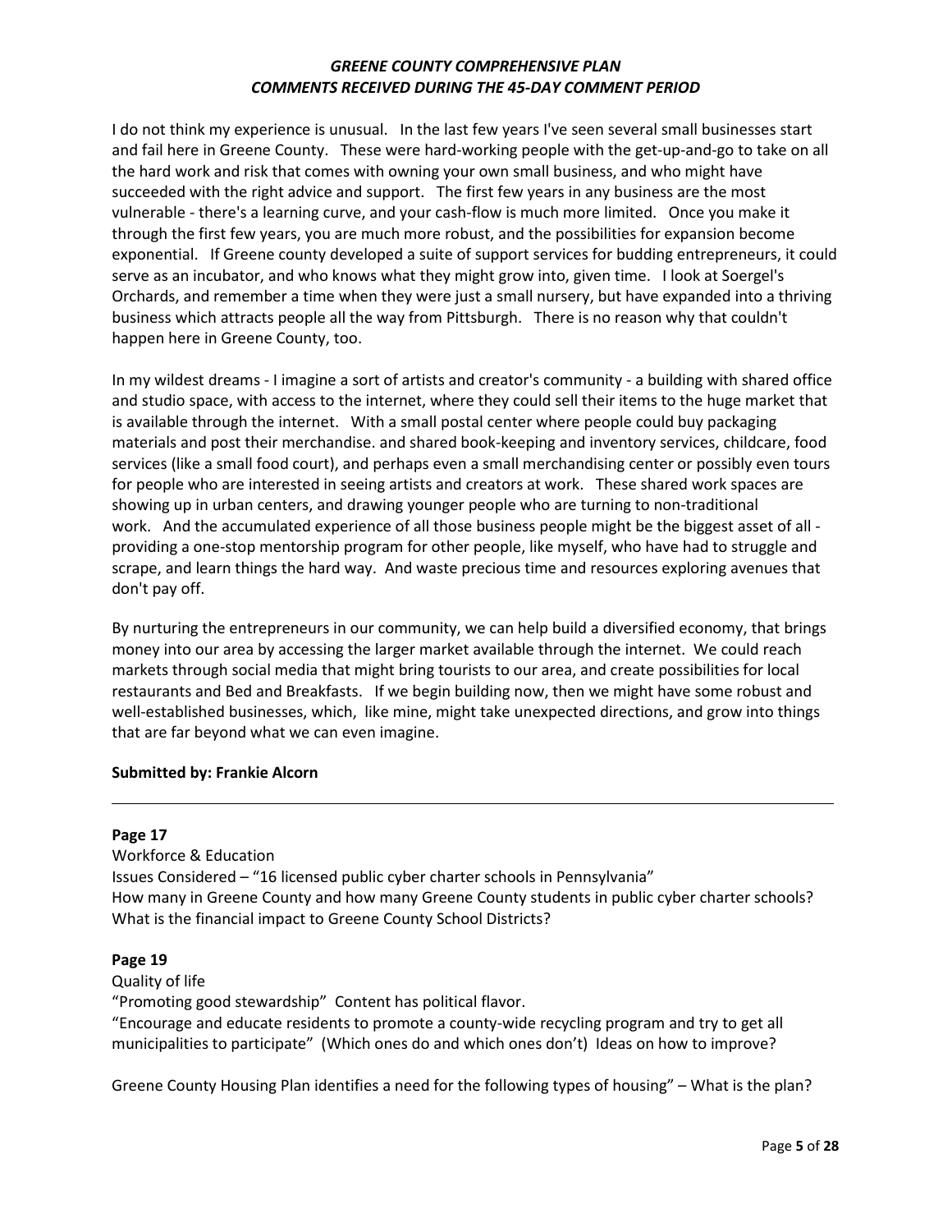I do not think my experience is unusual. In the last few years I've seen several small businesses start and fail here in Greene County. These were hard-working people with the get-up-and-go to take on all the hard work and risk that comes with owning your own small business, and who might have succeeded with the right advice and support. The first few years in any business are the most vulnerable - there's a learning curve, and your cash-flow is much more limited. Once you make it through the first few years, you are much more robust, and the possibilities for expansion become exponential. If Greene county developed a suite of support services for budding entrepreneurs, it could serve as an incubator, and who knows what they might grow into, given time. I look at Soergel's Orchards, and remember a time when they were just a small nursery, but have expanded into a thriving business which attracts people all the way from Pittsburgh. There is no reason why that couldn't happen here in Greene County, too.

In my wildest dreams - I imagine a sort of artists and creator's community - a building with shared office and studio space, with access to the internet, where they could sell their items to the huge market that is available through the internet. With a small postal center where people could buy packaging materials and post their merchandise. and shared book-keeping and inventory services, childcare, food services (like a small food court), and perhaps even a small merchandising center or possibly even tours for people who are interested in seeing artists and creators at work. These shared work spaces are showing up in urban centers, and drawing younger people who are turning to non-traditional work. And the accumulated experience of all those business people might be the biggest asset of all - providing a one-stop mentorship program for other people, like myself, who have had to struggle and scrape, and learn things the hard way. And waste precious time and resources exploring avenues that don't pay off.

By nurturing the entrepreneurs in our community, we can help build a diversified economy, that brings money into our area by accessing the larger market available through the internet. We could reach markets through social media that might bring tourists to our area, and create possibilities for local restaurants and Bed and Breakfasts. If we begin building now, then we might have some robust and well-established businesses, which, like mine, might take unexpected directions, and grow into things that are far beyond what we can even imagine.

**Submitted by: Frankie Alcorn**

---

**Page 17**

Workforce & Education

Issues Considered – "16 licensed public cyber charter schools in Pennsylvania"

How many in Greene County and how many Greene County students in public cyber charter schools? What is the financial impact to Greene County School Districts?

**Page 19**

Quality of life

"Promoting good stewardship" Content has political flavor.

"Encourage and educate residents to promote a county-wide recycling program and try to get all municipalities to participate" (Which ones do and which ones don't) Ideas on how to improve?

Greene County Housing Plan identifies a need for the following types of housing" – What is the plan?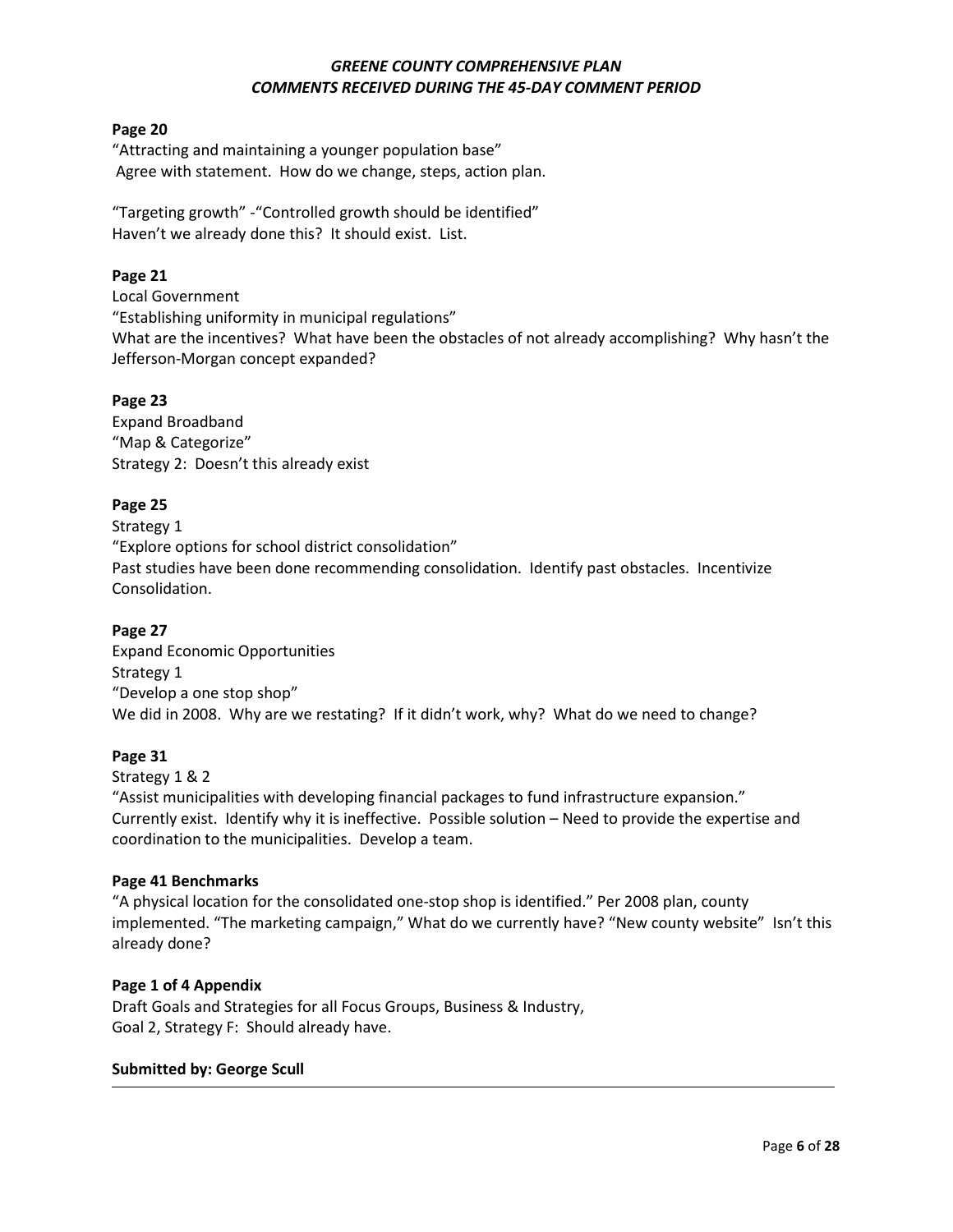**Page 20**

"Attracting and maintaining a younger population base"
Agree with statement. How do we change, steps, action plan.

"Targeting growth" -"Controlled growth should be identified"
Haven't we already done this? It should exist. List.

**Page 21**

Local Government
"Establishing uniformity in municipal regulations"
What are the incentives? What have been the obstacles of not already accomplishing? Why hasn't the Jefferson-Morgan concept expanded?

**Page 23**

Expand Broadband
"Map & Categorize"
Strategy 2: Doesn't this already exist

**Page 25**

Strategy 1
"Explore options for school district consolidation"
Past studies have been done recommending consolidation. Identify past obstacles. Incentivize Consolidation.

**Page 27**

Expand Economic Opportunities
Strategy 1
"Develop a one stop shop"
We did in 2008. Why are we restating? If it didn't work, why? What do we need to change?

**Page 31**

Strategy 1 & 2
"Assist municipalities with developing financial packages to fund infrastructure expansion."
Currently exist. Identify why it is ineffective. Possible solution – Need to provide the expertise and coordination to the municipalities. Develop a team.

**Page 41 Benchmarks**

"A physical location for the consolidated one-stop shop is identified." Per 2008 plan, county implemented. "The marketing campaign," What do we currently have? "New county website" Isn't this already done?

**Page 1 of 4 Appendix**

Draft Goals and Strategies for all Focus Groups, Business & Industry,
Goal 2, Strategy F: Should already have.

**Submitted by: George Scull**

---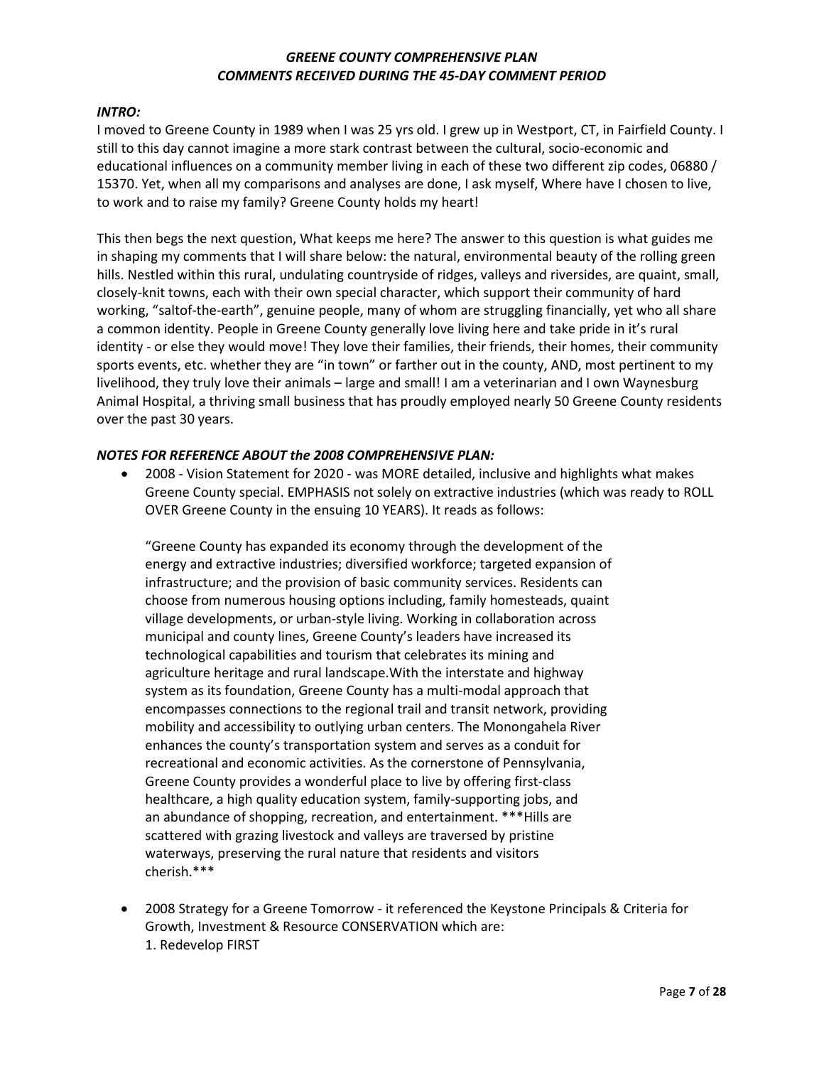### *GREENE COUNTY COMPREHENSIVE PLAN*
### *COMMENTS RECEIVED DURING THE 45-DAY COMMENT PERIOD*

***INTRO:***

I moved to Greene County in 1989 when I was 25 yrs old. I grew up in Westport, CT, in Fairfield County. I still to this day cannot imagine a more stark contrast between the cultural, socio-economic and educational influences on a community member living in each of these two different zip codes, 06880 / 15370. Yet, when all my comparisons and analyses are done, I ask myself, Where have I chosen to live, to work and to raise my family? Greene County holds my heart!

This then begs the next question, What keeps me here? The answer to this question is what guides me in shaping my comments that I will share below: the natural, environmental beauty of the rolling green hills. Nestled within this rural, undulating countryside of ridges, valleys and riversides, are quaint, small, closely-knit towns, each with their own special character, which support their community of hard working, "saltof-the-earth", genuine people, many of whom are struggling financially, yet who all share a common identity. People in Greene County generally love living here and take pride in it's rural identity - or else they would move! They love their families, their friends, their homes, their community sports events, etc. whether they are "in town" or farther out in the county, AND, most pertinent to my livelihood, they truly love their animals – large and small! I am a veterinarian and I own Waynesburg Animal Hospital, a thriving small business that has proudly employed nearly 50 Greene County residents over the past 30 years.

***NOTES FOR REFERENCE ABOUT the 2008 COMPREHENSIVE PLAN:***

- 2008 - Vision Statement for 2020 - was MORE detailed, inclusive and highlights what makes Greene County special. EMPHASIS not solely on extractive industries (which was ready to ROLL OVER Greene County in the ensuing 10 YEARS). It reads as follows:

  "Greene County has expanded its economy through the development of the energy and extractive industries; diversified workforce; targeted expansion of infrastructure; and the provision of basic community services. Residents can choose from numerous housing options including, family homesteads, quaint village developments, or urban-style living. Working in collaboration across municipal and county lines, Greene County's leaders have increased its technological capabilities and tourism that celebrates its mining and agriculture heritage and rural landscape.With the interstate and highway system as its foundation, Greene County has a multi-modal approach that encompasses connections to the regional trail and transit network, providing mobility and accessibility to outlying urban centers. The Monongahela River enhances the county's transportation system and serves as a conduit for recreational and economic activities. As the cornerstone of Pennsylvania, Greene County provides a wonderful place to live by offering first-class healthcare, a high quality education system, family-supporting jobs, and an abundance of shopping, recreation, and entertainment. \*\*\*Hills are scattered with grazing livestock and valleys are traversed by pristine waterways, preserving the rural nature that residents and visitors cherish.\*\*\*

- 2008 Strategy for a Greene Tomorrow - it referenced the Keystone Principals & Criteria for Growth, Investment & Resource CONSERVATION which are:
  1. Redevelop FIRST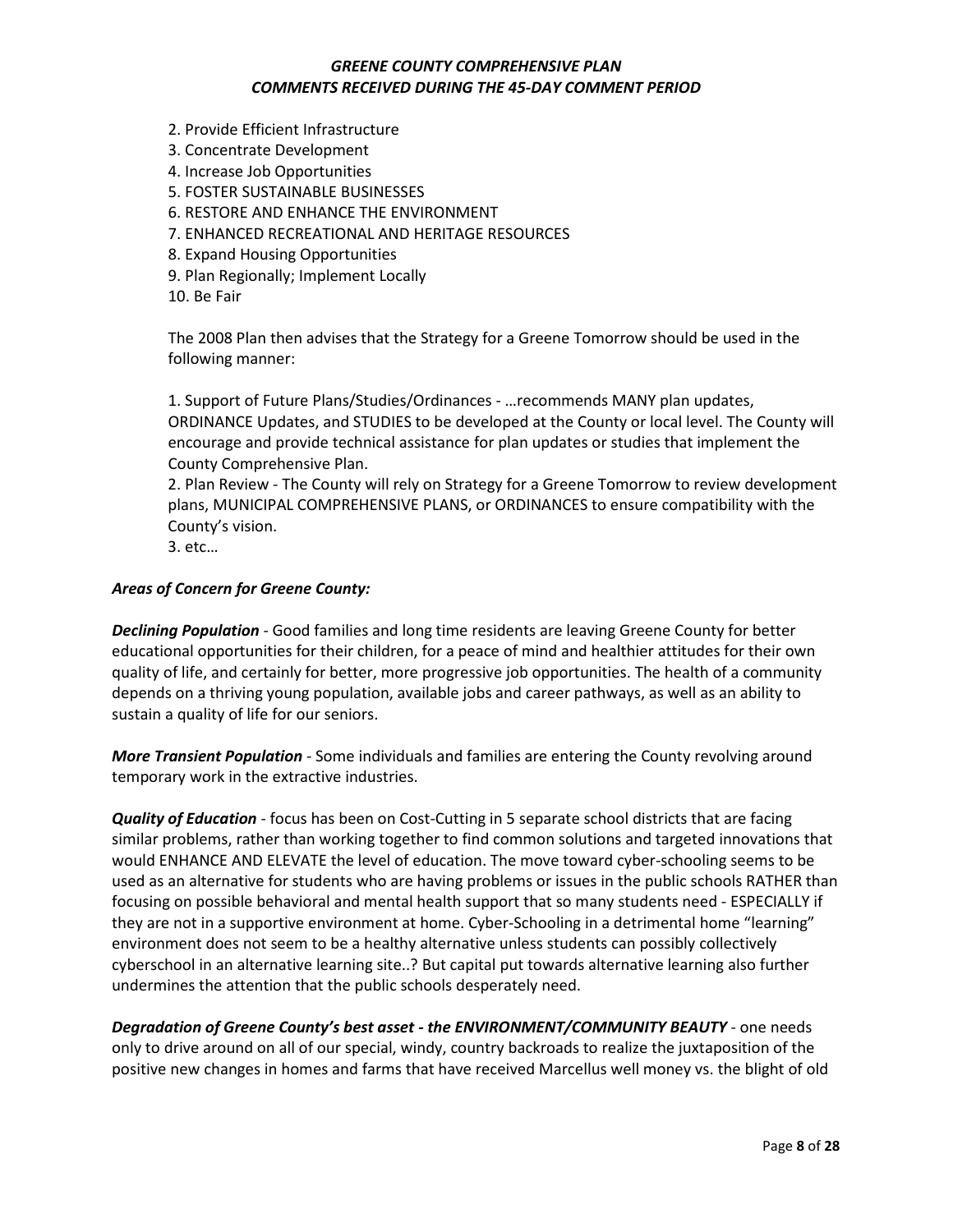2. Provide Efficient Infrastructure
3. Concentrate Development
4. Increase Job Opportunities
5. FOSTER SUSTAINABLE BUSINESSES
6. RESTORE AND ENHANCE THE ENVIRONMENT
7. ENHANCED RECREATIONAL AND HERITAGE RESOURCES
8. Expand Housing Opportunities
9. Plan Regionally; Implement Locally
10. Be Fair

The 2008 Plan then advises that the Strategy for a Greene Tomorrow should be used in the following manner:

1. Support of Future Plans/Studies/Ordinances - …recommends MANY plan updates, ORDINANCE Updates, and STUDIES to be developed at the County or local level. The County will encourage and provide technical assistance for plan updates or studies that implement the County Comprehensive Plan.
2. Plan Review - The County will rely on Strategy for a Greene Tomorrow to review development plans, MUNICIPAL COMPREHENSIVE PLANS, or ORDINANCES to ensure compatibility with the County's vision.
3. etc…

***Areas of Concern for Greene County:***

***Declining Population*** - Good families and long time residents are leaving Greene County for better educational opportunities for their children, for a peace of mind and healthier attitudes for their own quality of life, and certainly for better, more progressive job opportunities. The health of a community depends on a thriving young population, available jobs and career pathways, as well as an ability to sustain a quality of life for our seniors.

***More Transient Population*** - Some individuals and families are entering the County revolving around temporary work in the extractive industries.

***Quality of Education*** - focus has been on Cost-Cutting in 5 separate school districts that are facing similar problems, rather than working together to find common solutions and targeted innovations that would ENHANCE AND ELEVATE the level of education. The move toward cyber-schooling seems to be used as an alternative for students who are having problems or issues in the public schools RATHER than focusing on possible behavioral and mental health support that so many students need - ESPECIALLY if they are not in a supportive environment at home. Cyber-Schooling in a detrimental home "learning" environment does not seem to be a healthy alternative unless students can possibly collectively cyberschool in an alternative learning site..? But capital put towards alternative learning also further undermines the attention that the public schools desperately need.

***Degradation of Greene County's best asset - the ENVIRONMENT/COMMUNITY BEAUTY*** - one needs only to drive around on all of our special, windy, country backroads to realize the juxtaposition of the positive new changes in homes and farms that have received Marcellus well money vs. the blight of old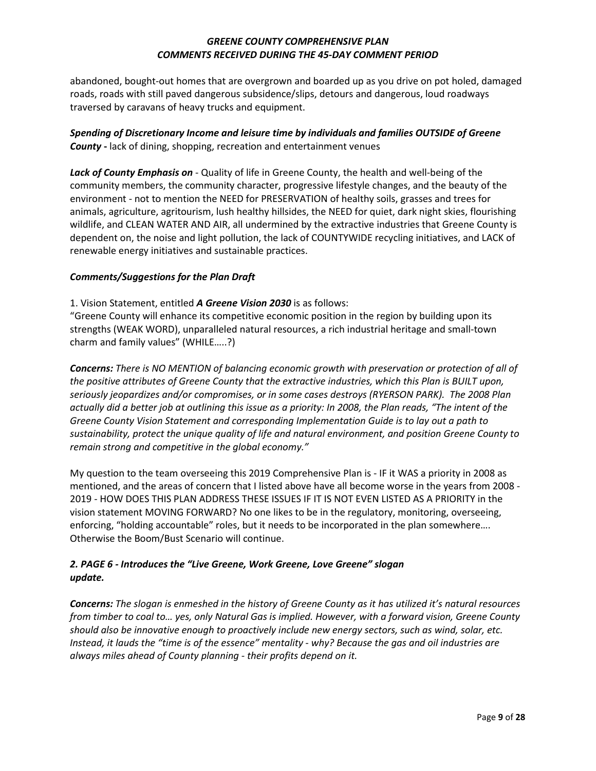abandoned, bought-out homes that are overgrown and boarded up as you drive on pot holed, damaged roads, roads with still paved dangerous subsidence/slips, detours and dangerous, loud roadways traversed by caravans of heavy trucks and equipment.

***Spending of Discretionary Income and leisure time by individuals and families OUTSIDE of Greene County -*** lack of dining, shopping, recreation and entertainment venues

***Lack of County Emphasis on*** - Quality of life in Greene County, the health and well-being of the community members, the community character, progressive lifestyle changes, and the beauty of the environment - not to mention the NEED for PRESERVATION of healthy soils, grasses and trees for animals, agriculture, agritourism, lush healthy hillsides, the NEED for quiet, dark night skies, flourishing wildlife, and CLEAN WATER AND AIR, all undermined by the extractive industries that Greene County is dependent on, the noise and light pollution, the lack of COUNTYWIDE recycling initiatives, and LACK of renewable energy initiatives and sustainable practices.

***Comments/Suggestions for the Plan Draft***

1. Vision Statement, entitled ***A Greene Vision 2030*** is as follows:
"Greene County will enhance its competitive economic position in the region by building upon its strengths (WEAK WORD), unparalleled natural resources, a rich industrial heritage and small-town charm and family values" (WHILE…..?)

***Concerns:*** *There is NO MENTION of balancing economic growth with preservation or protection of all of the positive attributes of Greene County that the extractive industries, which this Plan is BUILT upon, seriously jeopardizes and/or compromises, or in some cases destroys (RYERSON PARK). The 2008 Plan actually did a better job at outlining this issue as a priority: In 2008, the Plan reads, "The intent of the Greene County Vision Statement and corresponding Implementation Guide is to lay out a path to sustainability, protect the unique quality of life and natural environment, and position Greene County to remain strong and competitive in the global economy."*

My question to the team overseeing this 2019 Comprehensive Plan is - IF it WAS a priority in 2008 as mentioned, and the areas of concern that I listed above have all become worse in the years from 2008 - 2019 - HOW DOES THIS PLAN ADDRESS THESE ISSUES IF IT IS NOT EVEN LISTED AS A PRIORITY in the vision statement MOVING FORWARD? No one likes to be in the regulatory, monitoring, overseeing, enforcing, "holding accountable" roles, but it needs to be incorporated in the plan somewhere…. Otherwise the Boom/Bust Scenario will continue.

***2. PAGE 6 - Introduces the "Live Greene, Work Greene, Love Greene" slogan update.***

***Concerns:*** *The slogan is enmeshed in the history of Greene County as it has utilized it's natural resources from timber to coal to… yes, only Natural Gas is implied. However, with a forward vision, Greene County should also be innovative enough to proactively include new energy sectors, such as wind, solar, etc. Instead, it lauds the "time is of the essence" mentality - why? Because the gas and oil industries are always miles ahead of County planning - their profits depend on it.*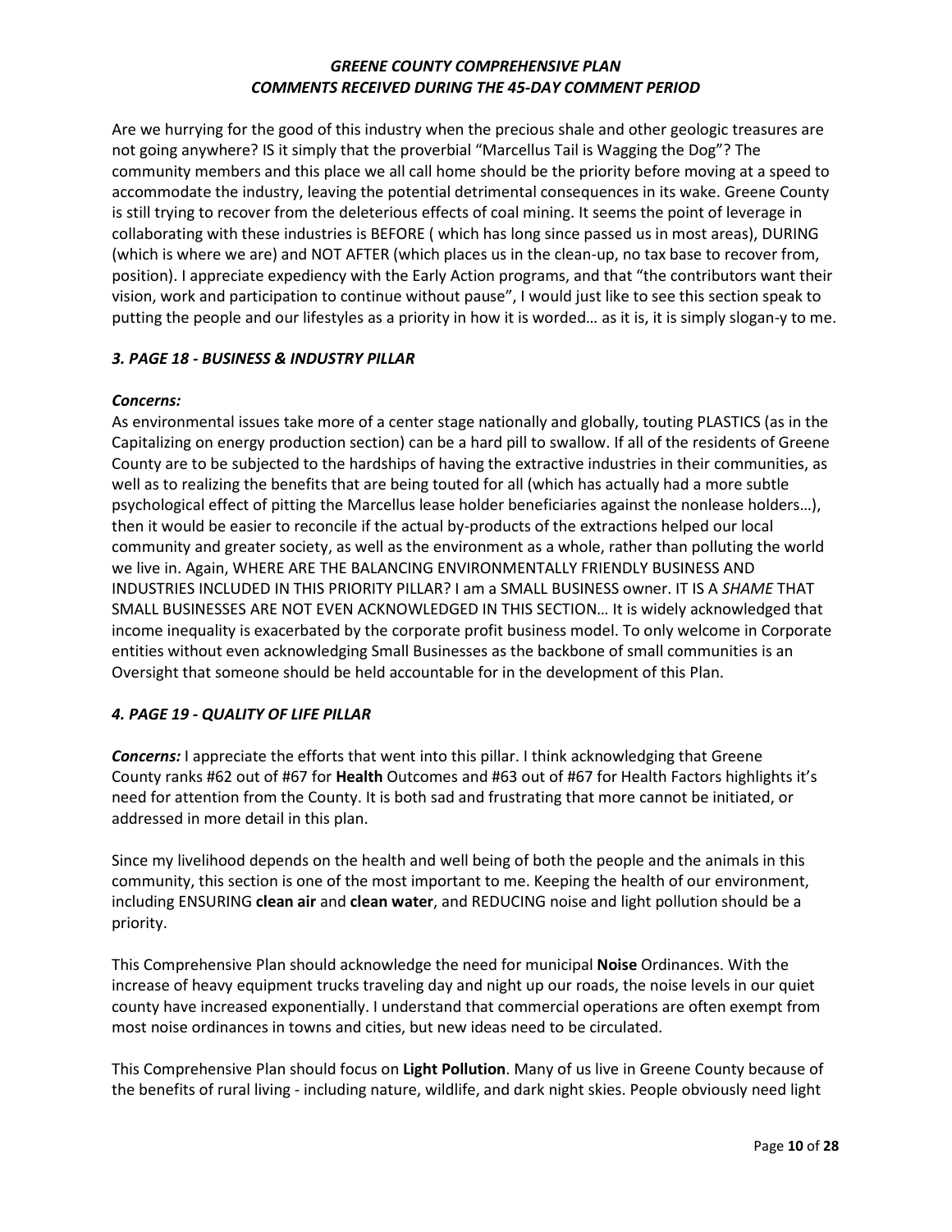Are we hurrying for the good of this industry when the precious shale and other geologic treasures are not going anywhere? IS it simply that the proverbial "Marcellus Tail is Wagging the Dog"? The community members and this place we all call home should be the priority before moving at a speed to accommodate the industry, leaving the potential detrimental consequences in its wake. Greene County is still trying to recover from the deleterious effects of coal mining. It seems the point of leverage in collaborating with these industries is BEFORE ( which has long since passed us in most areas), DURING (which is where we are) and NOT AFTER (which places us in the clean-up, no tax base to recover from, position). I appreciate expediency with the Early Action programs, and that "the contributors want their vision, work and participation to continue without pause", I would just like to see this section speak to putting the people and our lifestyles as a priority in how it is worded… as it is, it is simply slogan-y to me.

### *3. PAGE 18 - BUSINESS & INDUSTRY PILLAR*

***Concerns:***

As environmental issues take more of a center stage nationally and globally, touting PLASTICS (as in the Capitalizing on energy production section) can be a hard pill to swallow. If all of the residents of Greene County are to be subjected to the hardships of having the extractive industries in their communities, as well as to realizing the benefits that are being touted for all (which has actually had a more subtle psychological effect of pitting the Marcellus lease holder beneficiaries against the nonlease holders…), then it would be easier to reconcile if the actual by-products of the extractions helped our local community and greater society, as well as the environment as a whole, rather than polluting the world we live in. Again, WHERE ARE THE BALANCING ENVIRONMENTALLY FRIENDLY BUSINESS AND INDUSTRIES INCLUDED IN THIS PRIORITY PILLAR? I am a SMALL BUSINESS owner. IT IS A *SHAME* THAT SMALL BUSINESSES ARE NOT EVEN ACKNOWLEDGED IN THIS SECTION… It is widely acknowledged that income inequality is exacerbated by the corporate profit business model. To only welcome in Corporate entities without even acknowledging Small Businesses as the backbone of small communities is an Oversight that someone should be held accountable for in the development of this Plan.

### *4. PAGE 19 - QUALITY OF LIFE PILLAR*

***Concerns:*** I appreciate the efforts that went into this pillar. I think acknowledging that Greene County ranks #62 out of #67 for **Health** Outcomes and #63 out of #67 for Health Factors highlights it's need for attention from the County. It is both sad and frustrating that more cannot be initiated, or addressed in more detail in this plan.

Since my livelihood depends on the health and well being of both the people and the animals in this community, this section is one of the most important to me. Keeping the health of our environment, including ENSURING **clean air** and **clean water**, and REDUCING noise and light pollution should be a priority.

This Comprehensive Plan should acknowledge the need for municipal **Noise** Ordinances. With the increase of heavy equipment trucks traveling day and night up our roads, the noise levels in our quiet county have increased exponentially. I understand that commercial operations are often exempt from most noise ordinances in towns and cities, but new ideas need to be circulated.

This Comprehensive Plan should focus on **Light Pollution**. Many of us live in Greene County because of the benefits of rural living - including nature, wildlife, and dark night skies. People obviously need light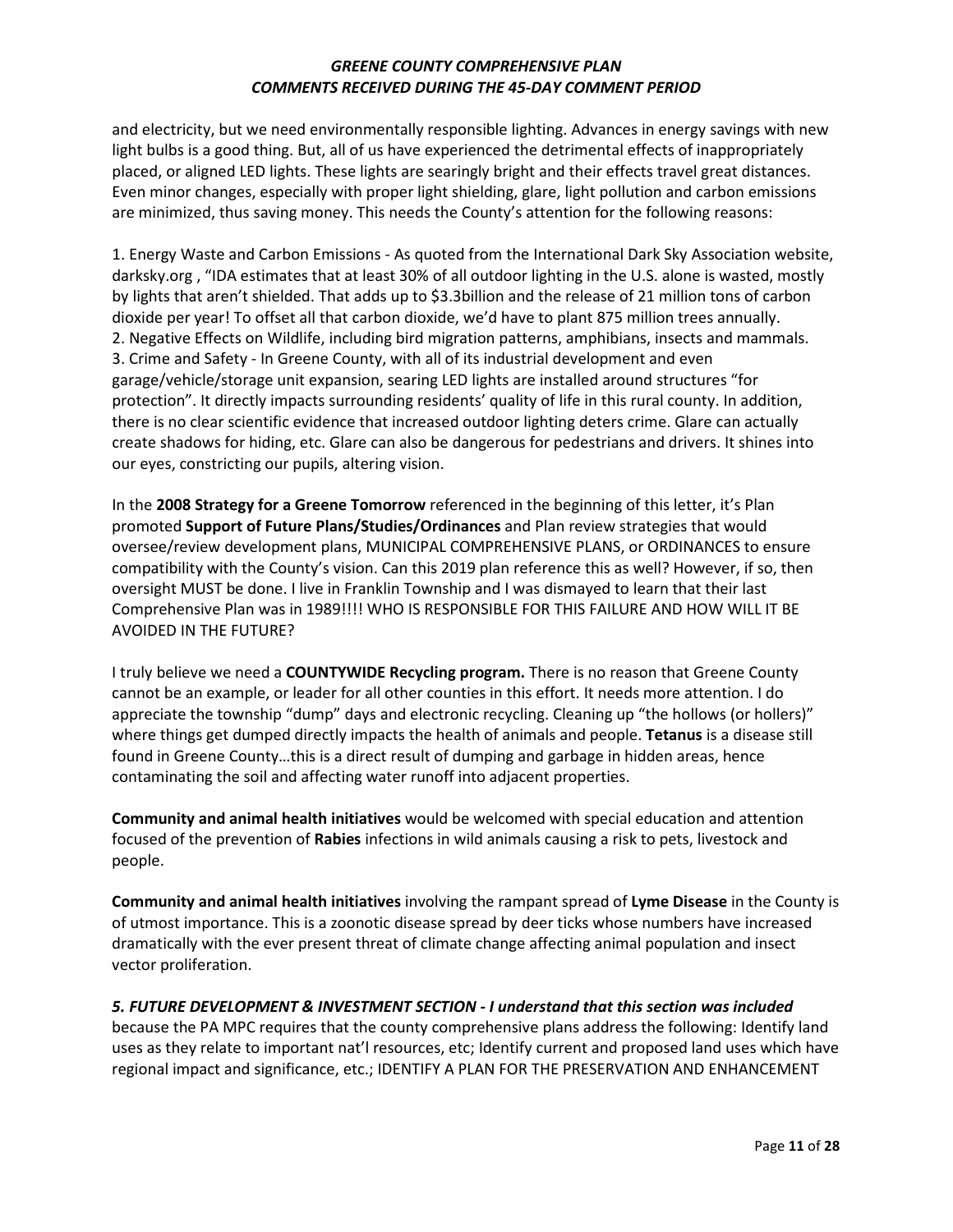and electricity, but we need environmentally responsible lighting. Advances in energy savings with new light bulbs is a good thing. But, all of us have experienced the detrimental effects of inappropriately placed, or aligned LED lights. These lights are searingly bright and their effects travel great distances. Even minor changes, especially with proper light shielding, glare, light pollution and carbon emissions are minimized, thus saving money. This needs the County's attention for the following reasons:

1. Energy Waste and Carbon Emissions - As quoted from the International Dark Sky Association website, darksky.org , "IDA estimates that at least 30% of all outdoor lighting in the U.S. alone is wasted, mostly by lights that aren't shielded. That adds up to $3.3billion and the release of 21 million tons of carbon dioxide per year! To offset all that carbon dioxide, we'd have to plant 875 million trees annually.
2. Negative Effects on Wildlife, including bird migration patterns, amphibians, insects and mammals.
3. Crime and Safety - In Greene County, with all of its industrial development and even garage/vehicle/storage unit expansion, searing LED lights are installed around structures "for protection". It directly impacts surrounding residents' quality of life in this rural county. In addition, there is no clear scientific evidence that increased outdoor lighting deters crime. Glare can actually create shadows for hiding, etc. Glare can also be dangerous for pedestrians and drivers. It shines into our eyes, constricting our pupils, altering vision.

In the **2008 Strategy for a Greene Tomorrow** referenced in the beginning of this letter, it's Plan promoted **Support of Future Plans/Studies/Ordinances** and Plan review strategies that would oversee/review development plans, MUNICIPAL COMPREHENSIVE PLANS, or ORDINANCES to ensure compatibility with the County's vision. Can this 2019 plan reference this as well? However, if so, then oversight MUST be done. I live in Franklin Township and I was dismayed to learn that their last Comprehensive Plan was in 1989!!!! WHO IS RESPONSIBLE FOR THIS FAILURE AND HOW WILL IT BE AVOIDED IN THE FUTURE?

I truly believe we need a **COUNTYWIDE Recycling program.** There is no reason that Greene County cannot be an example, or leader for all other counties in this effort. It needs more attention. I do appreciate the township "dump" days and electronic recycling. Cleaning up "the hollows (or hollers)" where things get dumped directly impacts the health of animals and people. **Tetanus** is a disease still found in Greene County…this is a direct result of dumping and garbage in hidden areas, hence contaminating the soil and affecting water runoff into adjacent properties.

**Community and animal health initiatives** would be welcomed with special education and attention focused of the prevention of **Rabies** infections in wild animals causing a risk to pets, livestock and people.

**Community and animal health initiatives** involving the rampant spread of **Lyme Disease** in the County is of utmost importance. This is a zoonotic disease spread by deer ticks whose numbers have increased dramatically with the ever present threat of climate change affecting animal population and insect vector proliferation.

***5. FUTURE DEVELOPMENT & INVESTMENT SECTION - I understand that this section was included*** because the PA MPC requires that the county comprehensive plans address the following: Identify land uses as they relate to important nat'l resources, etc; Identify current and proposed land uses which have regional impact and significance, etc.; IDENTIFY A PLAN FOR THE PRESERVATION AND ENHANCEMENT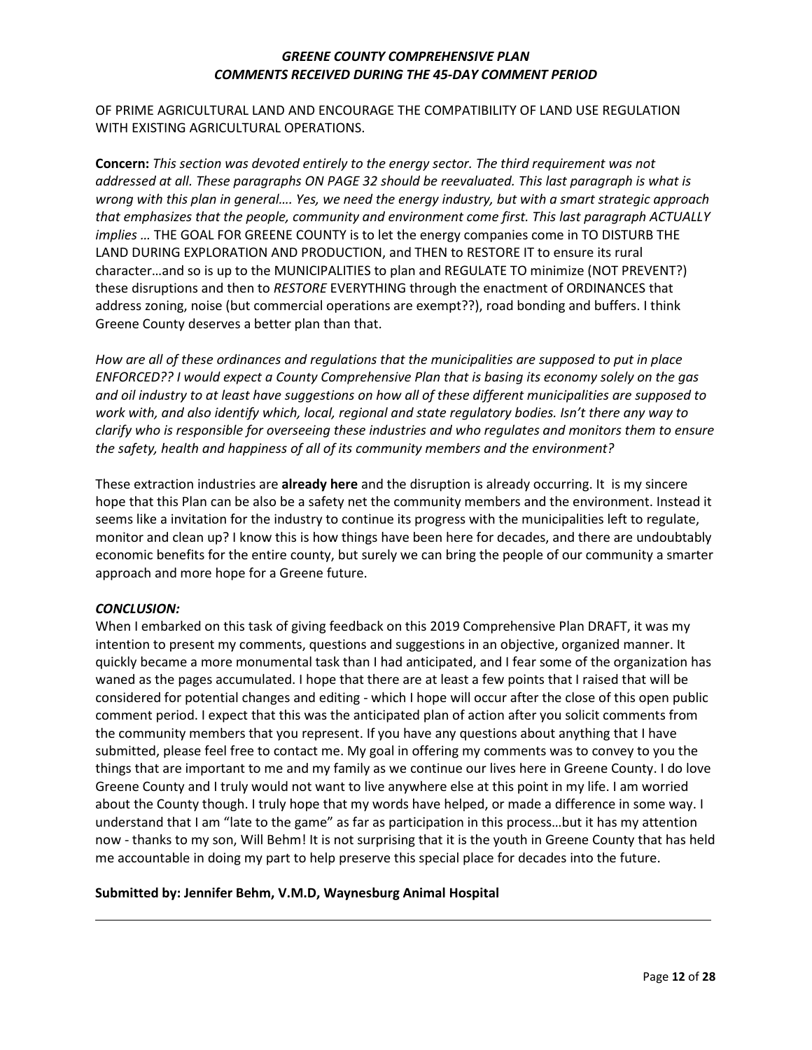OF PRIME AGRICULTURAL LAND AND ENCOURAGE THE COMPATIBILITY OF LAND USE REGULATION WITH EXISTING AGRICULTURAL OPERATIONS.

**Concern:** *This section was devoted entirely to the energy sector. The third requirement was not addressed at all. These paragraphs ON PAGE 32 should be reevaluated. This last paragraph is what is wrong with this plan in general…. Yes, we need the energy industry, but with a smart strategic approach that emphasizes that the people, community and environment come first. This last paragraph ACTUALLY implies …* THE GOAL FOR GREENE COUNTY is to let the energy companies come in TO DISTURB THE LAND DURING EXPLORATION AND PRODUCTION, and THEN to RESTORE IT to ensure its rural character…and so is up to the MUNICIPALITIES to plan and REGULATE TO minimize (NOT PREVENT?) these disruptions and then to *RESTORE* EVERYTHING through the enactment of ORDINANCES that address zoning, noise (but commercial operations are exempt??), road bonding and buffers. I think Greene County deserves a better plan than that.

*How are all of these ordinances and regulations that the municipalities are supposed to put in place ENFORCED?? I would expect a County Comprehensive Plan that is basing its economy solely on the gas and oil industry to at least have suggestions on how all of these different municipalities are supposed to work with, and also identify which, local, regional and state regulatory bodies. Isn't there any way to clarify who is responsible for overseeing these industries and who regulates and monitors them to ensure the safety, health and happiness of all of its community members and the environment?*

These extraction industries are **already here** and the disruption is already occurring. It is my sincere hope that this Plan can be also be a safety net the community members and the environment. Instead it seems like a invitation for the industry to continue its progress with the municipalities left to regulate, monitor and clean up? I know this is how things have been here for decades, and there are undoubtably economic benefits for the entire county, but surely we can bring the people of our community a smarter approach and more hope for a Greene future.

***CONCLUSION:***

When I embarked on this task of giving feedback on this 2019 Comprehensive Plan DRAFT, it was my intention to present my comments, questions and suggestions in an objective, organized manner. It quickly became a more monumental task than I had anticipated, and I fear some of the organization has waned as the pages accumulated. I hope that there are at least a few points that I raised that will be considered for potential changes and editing - which I hope will occur after the close of this open public comment period. I expect that this was the anticipated plan of action after you solicit comments from the community members that you represent. If you have any questions about anything that I have submitted, please feel free to contact me. My goal in offering my comments was to convey to you the things that are important to me and my family as we continue our lives here in Greene County. I do love Greene County and I truly would not want to live anywhere else at this point in my life. I am worried about the County though. I truly hope that my words have helped, or made a difference in some way. I understand that I am "late to the game" as far as participation in this process…but it has my attention now - thanks to my son, Will Behm! It is not surprising that it is the youth in Greene County that has held me accountable in doing my part to help preserve this special place for decades into the future.

**Submitted by: Jennifer Behm, V.M.D, Waynesburg Animal Hospital**

---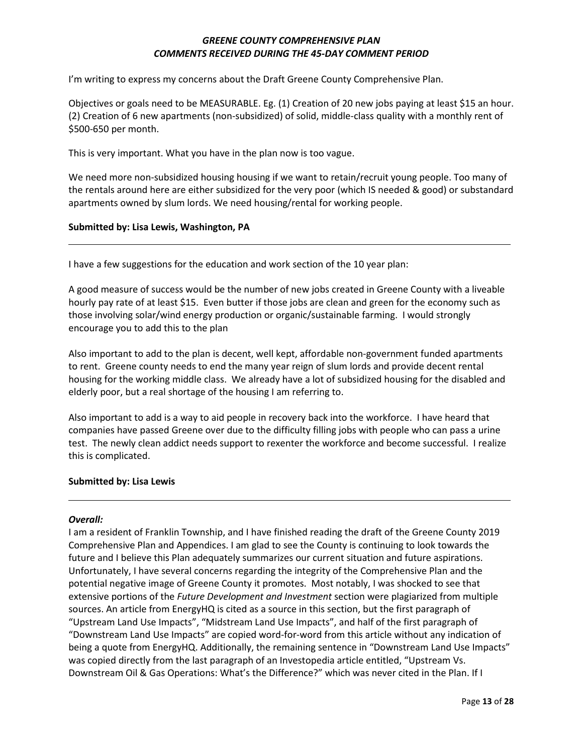I'm writing to express my concerns about the Draft Greene County Comprehensive Plan.

Objectives or goals need to be MEASURABLE. Eg. (1) Creation of 20 new jobs paying at least $15 an hour. (2) Creation of 6 new apartments (non-subsidized) of solid, middle-class quality with a monthly rent of $500-650 per month.

This is very important. What you have in the plan now is too vague.

We need more non-subsidized housing housing if we want to retain/recruit young people. Too many of the rentals around here are either subsidized for the very poor (which IS needed & good) or substandard apartments owned by slum lords. We need housing/rental for working people.

**Submitted by: Lisa Lewis, Washington, PA**

---

I have a few suggestions for the education and work section of the 10 year plan:

A good measure of success would be the number of new jobs created in Greene County with a liveable hourly pay rate of at least $15. Even butter if those jobs are clean and green for the economy such as those involving solar/wind energy production or organic/sustainable farming. I would strongly encourage you to add this to the plan

Also important to add to the plan is decent, well kept, affordable non-government funded apartments to rent. Greene county needs to end the many year reign of slum lords and provide decent rental housing for the working middle class. We already have a lot of subsidized housing for the disabled and elderly poor, but a real shortage of the housing I am referring to.

Also important to add is a way to aid people in recovery back into the workforce. I have heard that companies have passed Greene over due to the difficulty filling jobs with people who can pass a urine test. The newly clean addict needs support to rexenter the workforce and become successful. I realize this is complicated.

**Submitted by: Lisa Lewis**

---

***Overall:***

I am a resident of Franklin Township, and I have finished reading the draft of the Greene County 2019 Comprehensive Plan and Appendices. I am glad to see the County is continuing to look towards the future and I believe this Plan adequately summarizes our current situation and future aspirations. Unfortunately, I have several concerns regarding the integrity of the Comprehensive Plan and the potential negative image of Greene County it promotes. Most notably, I was shocked to see that extensive portions of the *Future Development and Investment* section were plagiarized from multiple sources. An article from EnergyHQ is cited as a source in this section, but the first paragraph of "Upstream Land Use Impacts", "Midstream Land Use Impacts", and half of the first paragraph of "Downstream Land Use Impacts" are copied word-for-word from this article without any indication of being a quote from EnergyHQ. Additionally, the remaining sentence in "Downstream Land Use Impacts" was copied directly from the last paragraph of an Investopedia article entitled, "Upstream Vs. Downstream Oil & Gas Operations: What's the Difference?" which was never cited in the Plan. If I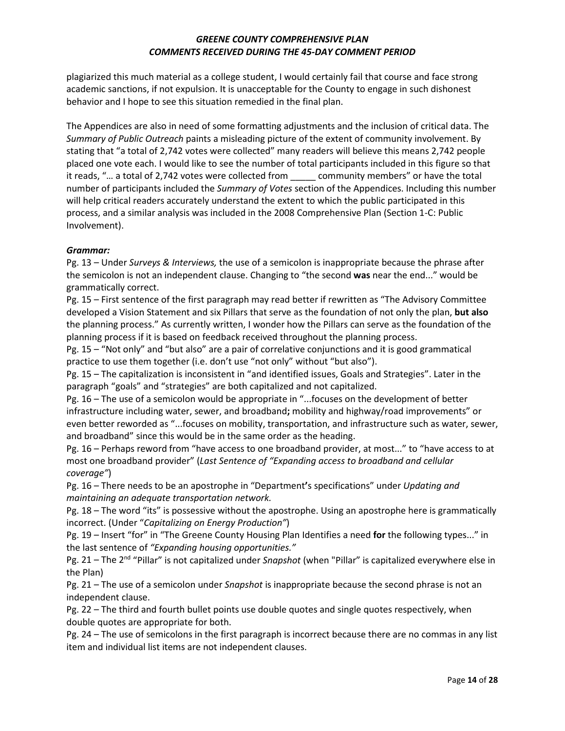plagiarized this much material as a college student, I would certainly fail that course and face strong academic sanctions, if not expulsion. It is unacceptable for the County to engage in such dishonest behavior and I hope to see this situation remedied in the final plan.

The Appendices are also in need of some formatting adjustments and the inclusion of critical data. The *Summary of Public Outreach* paints a misleading picture of the extent of community involvement. By stating that "a total of 2,742 votes were collected" many readers will believe this means 2,742 people placed one vote each. I would like to see the number of total participants included in this figure so that it reads, "… a total of 2,742 votes were collected from _____ community members" or have the total number of participants included the *Summary of Votes* section of the Appendices. Including this number will help critical readers accurately understand the extent to which the public participated in this process, and a similar analysis was included in the 2008 Comprehensive Plan (Section 1-C: Public Involvement).

***Grammar:***

Pg. 13 – Under *Surveys & Interviews,* the use of a semicolon is inappropriate because the phrase after the semicolon is not an independent clause. Changing to "the second **was** near the end..." would be grammatically correct.

Pg. 15 – First sentence of the first paragraph may read better if rewritten as "The Advisory Committee developed a Vision Statement and six Pillars that serve as the foundation of not only the plan, **but also** the planning process." As currently written, I wonder how the Pillars can serve as the foundation of the planning process if it is based on feedback received throughout the planning process.

Pg. 15 – "Not only" and "but also" are a pair of correlative conjunctions and it is good grammatical practice to use them together (i.e. don't use "not only" without "but also").

Pg. 15 – The capitalization is inconsistent in "and identified issues, Goals and Strategies". Later in the paragraph "goals" and "strategies" are both capitalized and not capitalized.

Pg. 16 – The use of a semicolon would be appropriate in "...focuses on the development of better infrastructure including water, sewer, and broadband**;** mobility and highway/road improvements" or even better reworded as "...focuses on mobility, transportation, and infrastructure such as water, sewer, and broadband" since this would be in the same order as the heading.

Pg. 16 – Perhaps reword from "have access to one broadband provider, at most..." to "have access to at most one broadband provider" (*Last Sentence of "Expanding access to broadband and cellular coverage"*)

Pg. 16 – There needs to be an apostrophe in "Department**'**s specifications" under *Updating and maintaining an adequate transportation network.*

Pg. 18 – The word "its" is possessive without the apostrophe. Using an apostrophe here is grammatically incorrect. (Under "*Capitalizing on Energy Production"*)

Pg. 19 – Insert "for" in "The Greene County Housing Plan Identifies a need **for** the following types..." in the last sentence of *"Expanding housing opportunities."*

Pg. 21 – The 2nd "Pillar" is not capitalized under *Snapshot* (when "Pillar" is capitalized everywhere else in the Plan)

Pg. 21 – The use of a semicolon under *Snapshot* is inappropriate because the second phrase is not an independent clause.

Pg. 22 – The third and fourth bullet points use double quotes and single quotes respectively, when double quotes are appropriate for both.

Pg. 24 – The use of semicolons in the first paragraph is incorrect because there are no commas in any list item and individual list items are not independent clauses.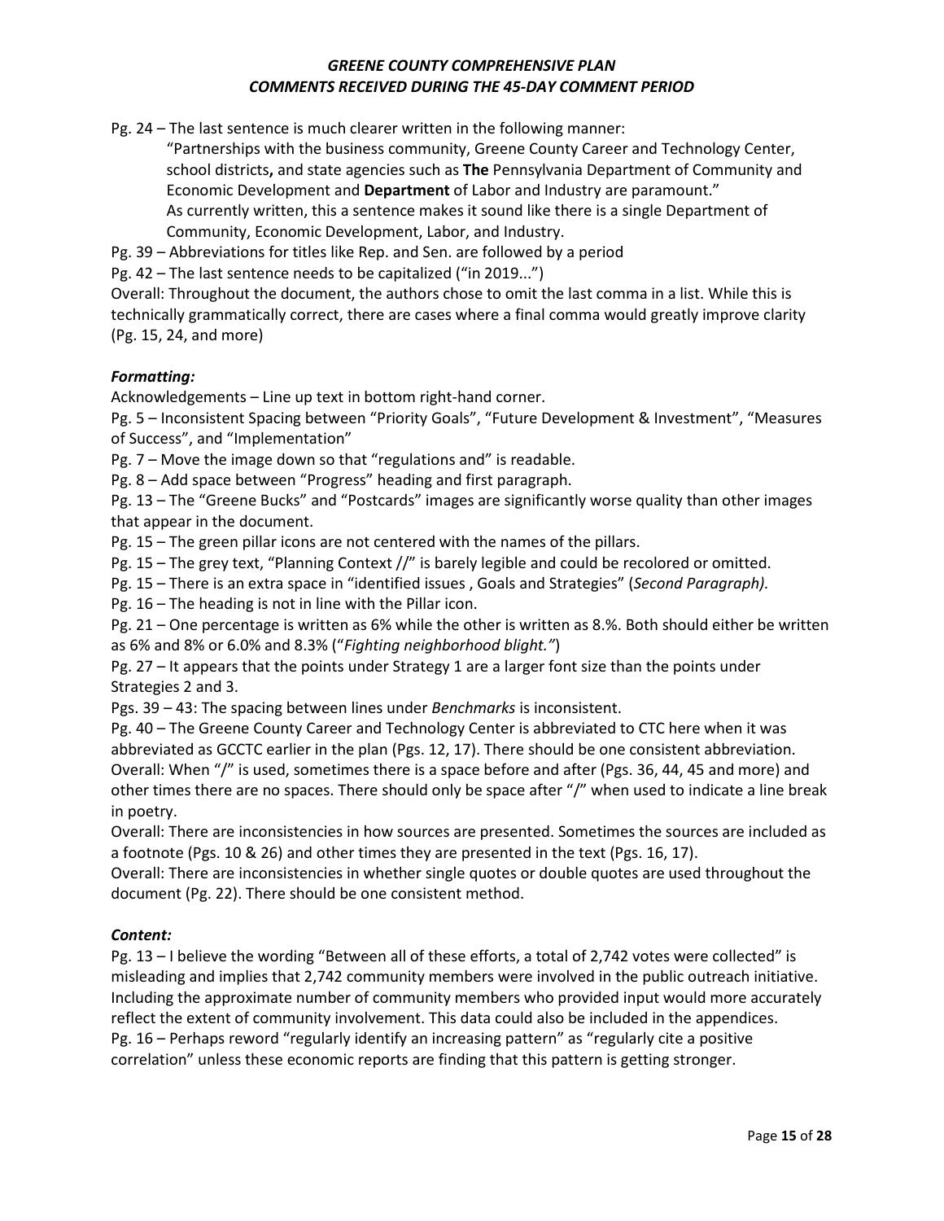Pg. 24 – The last sentence is much clearer written in the following manner:

> "Partnerships with the business community, Greene County Career and Technology Center, school districts**,** and state agencies such as **The** Pennsylvania Department of Community and Economic Development and **Department** of Labor and Industry are paramount."
> As currently written, this a sentence makes it sound like there is a single Department of Community, Economic Development, Labor, and Industry.

Pg. 39 – Abbreviations for titles like Rep. and Sen. are followed by a period

Pg. 42 – The last sentence needs to be capitalized ("in 2019...")

Overall: Throughout the document, the authors chose to omit the last comma in a list. While this is technically grammatically correct, there are cases where a final comma would greatly improve clarity (Pg. 15, 24, and more)

### *Formatting:*

Acknowledgements – Line up text in bottom right-hand corner.

Pg. 5 – Inconsistent Spacing between "Priority Goals", "Future Development & Investment", "Measures of Success", and "Implementation"

Pg. 7 – Move the image down so that "regulations and" is readable.

Pg. 8 – Add space between "Progress" heading and first paragraph.

Pg. 13 – The "Greene Bucks" and "Postcards" images are significantly worse quality than other images that appear in the document.

Pg. 15 – The green pillar icons are not centered with the names of the pillars.

Pg. 15 – The grey text, "Planning Context //" is barely legible and could be recolored or omitted.

Pg. 15 – There is an extra space in "identified issues , Goals and Strategies" (*Second Paragraph).*

Pg. 16 – The heading is not in line with the Pillar icon.

Pg. 21 – One percentage is written as 6% while the other is written as 8.%. Both should either be written as 6% and 8% or 6.0% and 8.3% ("*Fighting neighborhood blight."*)

Pg. 27 – It appears that the points under Strategy 1 are a larger font size than the points under Strategies 2 and 3.

Pgs. 39 – 43: The spacing between lines under *Benchmarks* is inconsistent.

Pg. 40 – The Greene County Career and Technology Center is abbreviated to CTC here when it was abbreviated as GCCTC earlier in the plan (Pgs. 12, 17). There should be one consistent abbreviation.

Overall: When "/" is used, sometimes there is a space before and after (Pgs. 36, 44, 45 and more) and other times there are no spaces. There should only be space after "/" when used to indicate a line break in poetry.

Overall: There are inconsistencies in how sources are presented. Sometimes the sources are included as a footnote (Pgs. 10 & 26) and other times they are presented in the text (Pgs. 16, 17).

Overall: There are inconsistencies in whether single quotes or double quotes are used throughout the document (Pg. 22). There should be one consistent method.

### *Content:*

Pg. 13 – I believe the wording "Between all of these efforts, a total of 2,742 votes were collected" is misleading and implies that 2,742 community members were involved in the public outreach initiative. Including the approximate number of community members who provided input would more accurately reflect the extent of community involvement. This data could also be included in the appendices.

Pg. 16 – Perhaps reword "regularly identify an increasing pattern" as "regularly cite a positive correlation" unless these economic reports are finding that this pattern is getting stronger.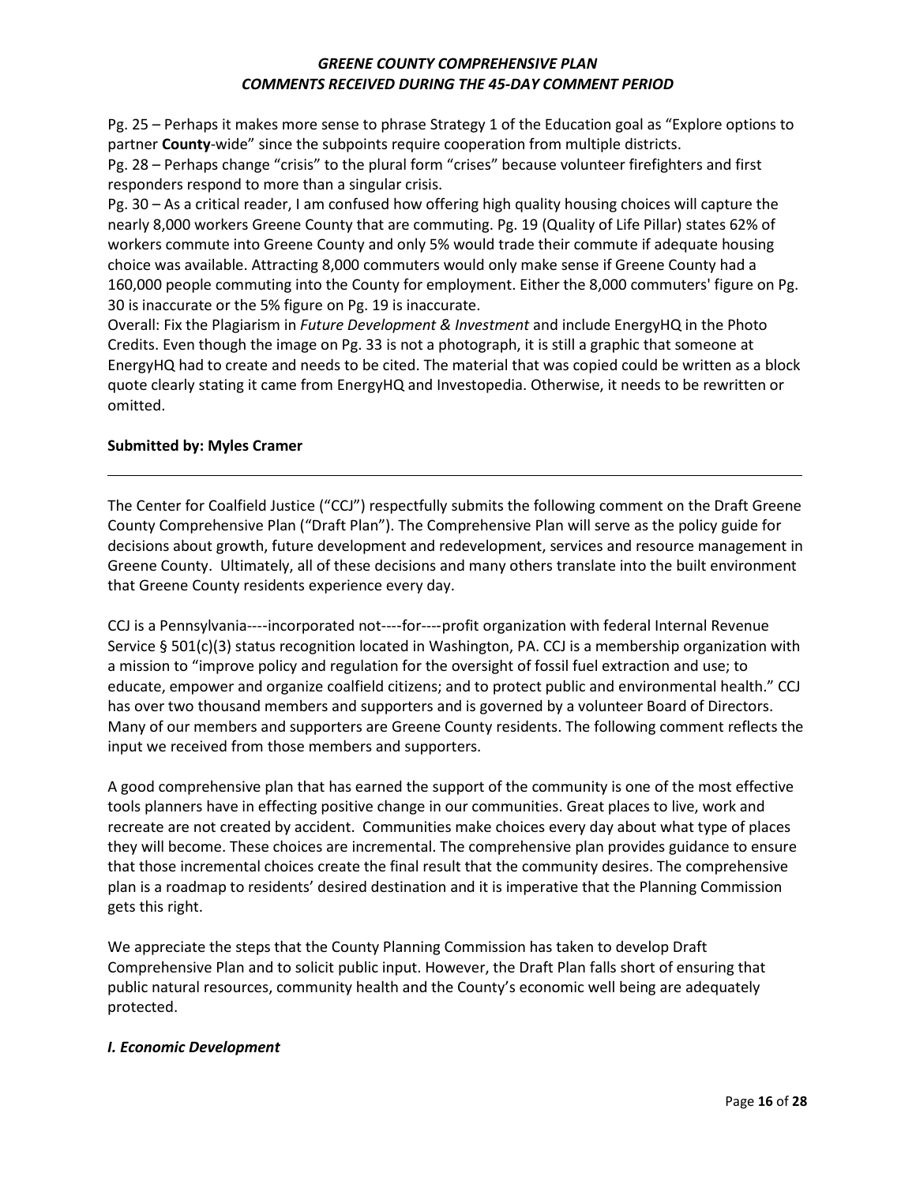Pg. 25 – Perhaps it makes more sense to phrase Strategy 1 of the Education goal as "Explore options to partner **County**-wide" since the subpoints require cooperation from multiple districts.

Pg. 28 – Perhaps change "crisis" to the plural form "crises" because volunteer firefighters and first responders respond to more than a singular crisis.

Pg. 30 – As a critical reader, I am confused how offering high quality housing choices will capture the nearly 8,000 workers Greene County that are commuting. Pg. 19 (Quality of Life Pillar) states 62% of workers commute into Greene County and only 5% would trade their commute if adequate housing choice was available. Attracting 8,000 commuters would only make sense if Greene County had a 160,000 people commuting into the County for employment. Either the 8,000 commuters' figure on Pg. 30 is inaccurate or the 5% figure on Pg. 19 is inaccurate.

Overall: Fix the Plagiarism in *Future Development & Investment* and include EnergyHQ in the Photo Credits. Even though the image on Pg. 33 is not a photograph, it is still a graphic that someone at EnergyHQ had to create and needs to be cited. The material that was copied could be written as a block quote clearly stating it came from EnergyHQ and Investopedia. Otherwise, it needs to be rewritten or omitted.

**Submitted by: Myles Cramer**

---

The Center for Coalfield Justice ("CCJ") respectfully submits the following comment on the Draft Greene County Comprehensive Plan ("Draft Plan"). The Comprehensive Plan will serve as the policy guide for decisions about growth, future development and redevelopment, services and resource management in Greene County. Ultimately, all of these decisions and many others translate into the built environment that Greene County residents experience every day.

CCJ is a Pennsylvania----incorporated not----for----profit organization with federal Internal Revenue Service § 501(c)(3) status recognition located in Washington, PA. CCJ is a membership organization with a mission to "improve policy and regulation for the oversight of fossil fuel extraction and use; to educate, empower and organize coalfield citizens; and to protect public and environmental health." CCJ has over two thousand members and supporters and is governed by a volunteer Board of Directors. Many of our members and supporters are Greene County residents. The following comment reflects the input we received from those members and supporters.

A good comprehensive plan that has earned the support of the community is one of the most effective tools planners have in effecting positive change in our communities. Great places to live, work and recreate are not created by accident. Communities make choices every day about what type of places they will become. These choices are incremental. The comprehensive plan provides guidance to ensure that those incremental choices create the final result that the community desires. The comprehensive plan is a roadmap to residents' desired destination and it is imperative that the Planning Commission gets this right.

We appreciate the steps that the County Planning Commission has taken to develop Draft Comprehensive Plan and to solicit public input. However, the Draft Plan falls short of ensuring that public natural resources, community health and the County's economic well being are adequately protected.

### *I. Economic Development*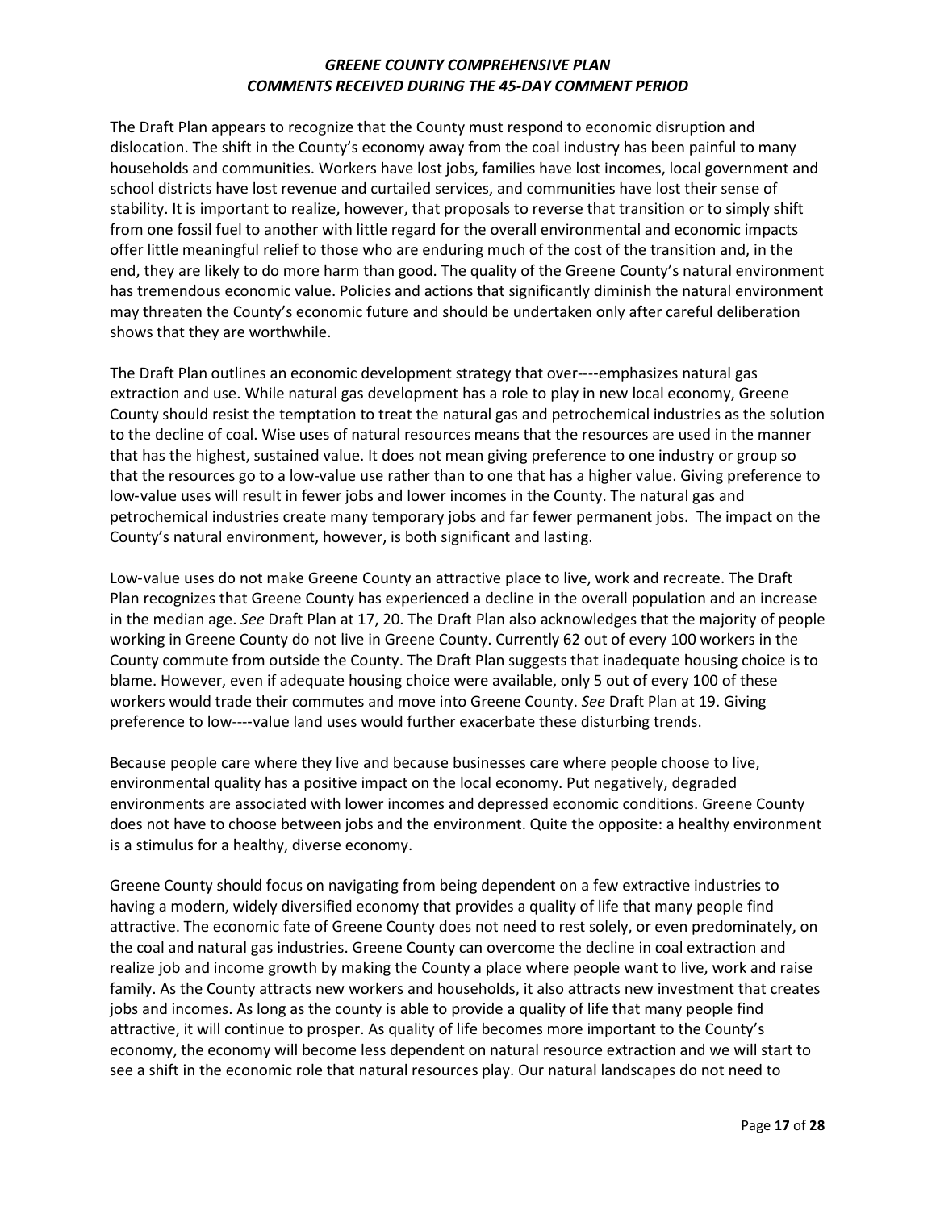The Draft Plan appears to recognize that the County must respond to economic disruption and dislocation. The shift in the County's economy away from the coal industry has been painful to many households and communities. Workers have lost jobs, families have lost incomes, local government and school districts have lost revenue and curtailed services, and communities have lost their sense of stability. It is important to realize, however, that proposals to reverse that transition or to simply shift from one fossil fuel to another with little regard for the overall environmental and economic impacts offer little meaningful relief to those who are enduring much of the cost of the transition and, in the end, they are likely to do more harm than good. The quality of the Greene County's natural environment has tremendous economic value. Policies and actions that significantly diminish the natural environment may threaten the County's economic future and should be undertaken only after careful deliberation shows that they are worthwhile.

The Draft Plan outlines an economic development strategy that over----emphasizes natural gas extraction and use. While natural gas development has a role to play in new local economy, Greene County should resist the temptation to treat the natural gas and petrochemical industries as the solution to the decline of coal. Wise uses of natural resources means that the resources are used in the manner that has the highest, sustained value. It does not mean giving preference to one industry or group so that the resources go to a low-value use rather than to one that has a higher value. Giving preference to low-value uses will result in fewer jobs and lower incomes in the County. The natural gas and petrochemical industries create many temporary jobs and far fewer permanent jobs. The impact on the County's natural environment, however, is both significant and lasting.

Low-value uses do not make Greene County an attractive place to live, work and recreate. The Draft Plan recognizes that Greene County has experienced a decline in the overall population and an increase in the median age. *See* Draft Plan at 17, 20. The Draft Plan also acknowledges that the majority of people working in Greene County do not live in Greene County. Currently 62 out of every 100 workers in the County commute from outside the County. The Draft Plan suggests that inadequate housing choice is to blame. However, even if adequate housing choice were available, only 5 out of every 100 of these workers would trade their commutes and move into Greene County. *See* Draft Plan at 19. Giving preference to low----value land uses would further exacerbate these disturbing trends.

Because people care where they live and because businesses care where people choose to live, environmental quality has a positive impact on the local economy. Put negatively, degraded environments are associated with lower incomes and depressed economic conditions. Greene County does not have to choose between jobs and the environment. Quite the opposite: a healthy environment is a stimulus for a healthy, diverse economy.

Greene County should focus on navigating from being dependent on a few extractive industries to having a modern, widely diversified economy that provides a quality of life that many people find attractive. The economic fate of Greene County does not need to rest solely, or even predominately, on the coal and natural gas industries. Greene County can overcome the decline in coal extraction and realize job and income growth by making the County a place where people want to live, work and raise family. As the County attracts new workers and households, it also attracts new investment that creates jobs and incomes. As long as the county is able to provide a quality of life that many people find attractive, it will continue to prosper. As quality of life becomes more important to the County's economy, the economy will become less dependent on natural resource extraction and we will start to see a shift in the economic role that natural resources play. Our natural landscapes do not need to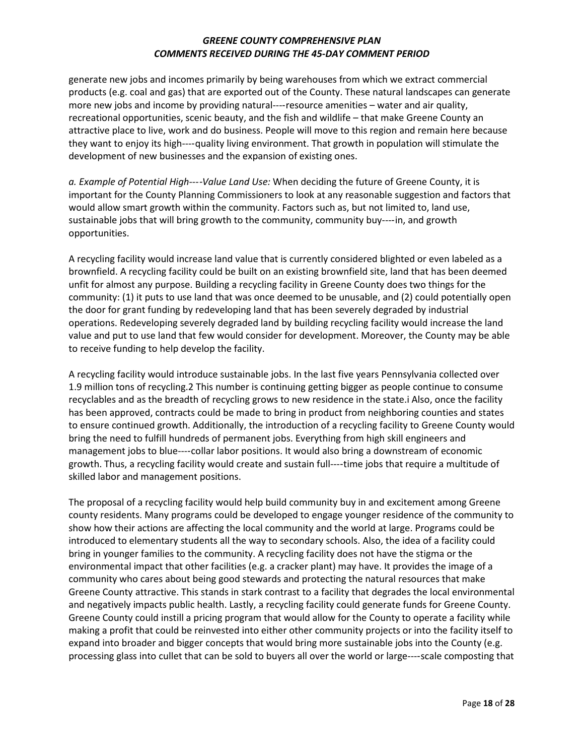generate new jobs and incomes primarily by being warehouses from which we extract commercial products (e.g. coal and gas) that are exported out of the County. These natural landscapes can generate more new jobs and income by providing natural----resource amenities – water and air quality, recreational opportunities, scenic beauty, and the fish and wildlife – that make Greene County an attractive place to live, work and do business. People will move to this region and remain here because they want to enjoy its high----quality living environment. That growth in population will stimulate the development of new businesses and the expansion of existing ones.

*a. Example of Potential High----Value Land Use:* When deciding the future of Greene County, it is important for the County Planning Commissioners to look at any reasonable suggestion and factors that would allow smart growth within the community. Factors such as, but not limited to, land use, sustainable jobs that will bring growth to the community, community buy----in, and growth opportunities.

A recycling facility would increase land value that is currently considered blighted or even labeled as a brownfield. A recycling facility could be built on an existing brownfield site, land that has been deemed unfit for almost any purpose. Building a recycling facility in Greene County does two things for the community: (1) it puts to use land that was once deemed to be unusable, and (2) could potentially open the door for grant funding by redeveloping land that has been severely degraded by industrial operations. Redeveloping severely degraded land by building recycling facility would increase the land value and put to use land that few would consider for development. Moreover, the County may be able to receive funding to help develop the facility.

A recycling facility would introduce sustainable jobs. In the last five years Pennsylvania collected over 1.9 million tons of recycling.[2] This number is continuing getting bigger as people continue to consume recyclables and as the breadth of recycling grows to new residence in the state.[i] Also, once the facility has been approved, contracts could be made to bring in product from neighboring counties and states to ensure continued growth. Additionally, the introduction of a recycling facility to Greene County would bring the need to fulfill hundreds of permanent jobs. Everything from high skill engineers and management jobs to blue----collar labor positions. It would also bring a downstream of economic growth. Thus, a recycling facility would create and sustain full----time jobs that require a multitude of skilled labor and management positions.

The proposal of a recycling facility would help build community buy in and excitement among Greene county residents. Many programs could be developed to engage younger residence of the community to show how their actions are affecting the local community and the world at large. Programs could be introduced to elementary students all the way to secondary schools. Also, the idea of a facility could bring in younger families to the community. A recycling facility does not have the stigma or the environmental impact that other facilities (e.g. a cracker plant) may have. It provides the image of a community who cares about being good stewards and protecting the natural resources that make Greene County attractive. This stands in stark contrast to a facility that degrades the local environmental and negatively impacts public health. Lastly, a recycling facility could generate funds for Greene County. Greene County could instill a pricing program that would allow for the County to operate a facility while making a profit that could be reinvested into either other community projects or into the facility itself to expand into broader and bigger concepts that would bring more sustainable jobs into the County (e.g. processing glass into cullet that can be sold to buyers all over the world or large----scale composting that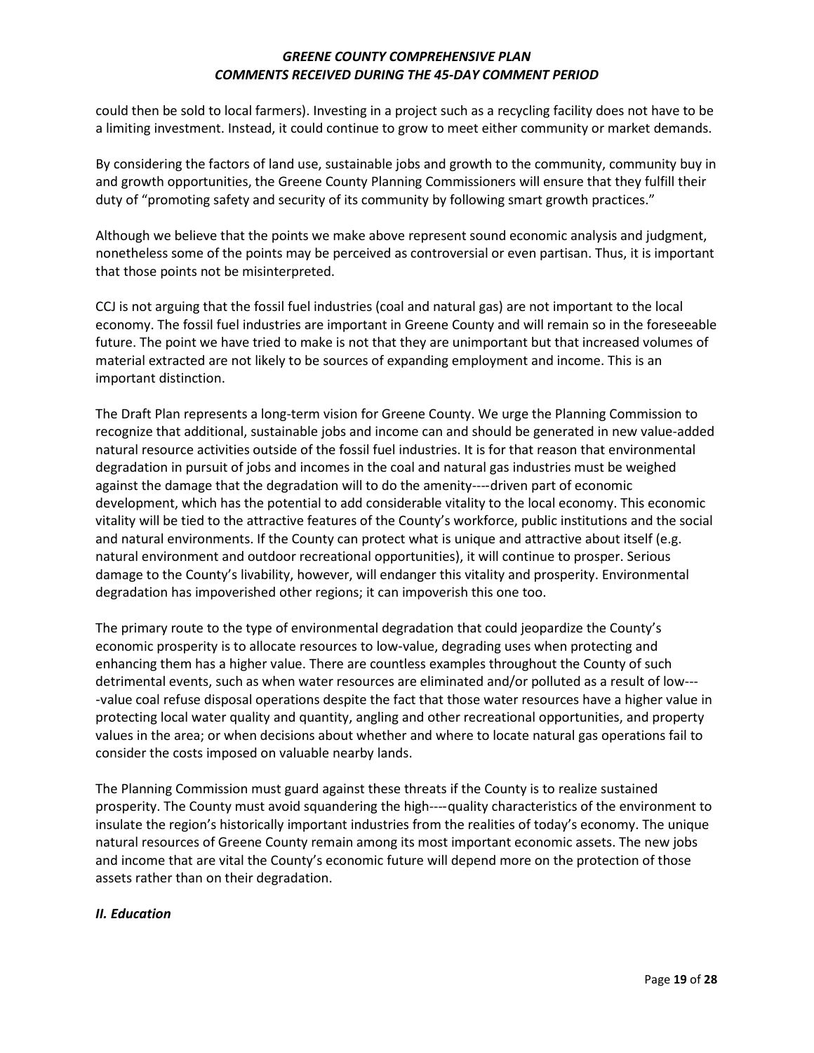could then be sold to local farmers). Investing in a project such as a recycling facility does not have to be a limiting investment. Instead, it could continue to grow to meet either community or market demands.

By considering the factors of land use, sustainable jobs and growth to the community, community buy in and growth opportunities, the Greene County Planning Commissioners will ensure that they fulfill their duty of "promoting safety and security of its community by following smart growth practices."

Although we believe that the points we make above represent sound economic analysis and judgment, nonetheless some of the points may be perceived as controversial or even partisan. Thus, it is important that those points not be misinterpreted.

CCJ is not arguing that the fossil fuel industries (coal and natural gas) are not important to the local economy. The fossil fuel industries are important in Greene County and will remain so in the foreseeable future. The point we have tried to make is not that they are unimportant but that increased volumes of material extracted are not likely to be sources of expanding employment and income. This is an important distinction.

The Draft Plan represents a long-term vision for Greene County. We urge the Planning Commission to recognize that additional, sustainable jobs and income can and should be generated in new value-added natural resource activities outside of the fossil fuel industries. It is for that reason that environmental degradation in pursuit of jobs and incomes in the coal and natural gas industries must be weighed against the damage that the degradation will to do the amenity----driven part of economic development, which has the potential to add considerable vitality to the local economy. This economic vitality will be tied to the attractive features of the County's workforce, public institutions and the social and natural environments. If the County can protect what is unique and attractive about itself (e.g. natural environment and outdoor recreational opportunities), it will continue to prosper. Serious damage to the County's livability, however, will endanger this vitality and prosperity. Environmental degradation has impoverished other regions; it can impoverish this one too.

The primary route to the type of environmental degradation that could jeopardize the County's economic prosperity is to allocate resources to low-value, degrading uses when protecting and enhancing them has a higher value. There are countless examples throughout the County of such detrimental events, such as when water resources are eliminated and/or polluted as a result of low----value coal refuse disposal operations despite the fact that those water resources have a higher value in protecting local water quality and quantity, angling and other recreational opportunities, and property values in the area; or when decisions about whether and where to locate natural gas operations fail to consider the costs imposed on valuable nearby lands.

The Planning Commission must guard against these threats if the County is to realize sustained prosperity. The County must avoid squandering the high----quality characteristics of the environment to insulate the region's historically important industries from the realities of today's economy. The unique natural resources of Greene County remain among its most important economic assets. The new jobs and income that are vital the County's economic future will depend more on the protection of those assets rather than on their degradation.

### *II. Education*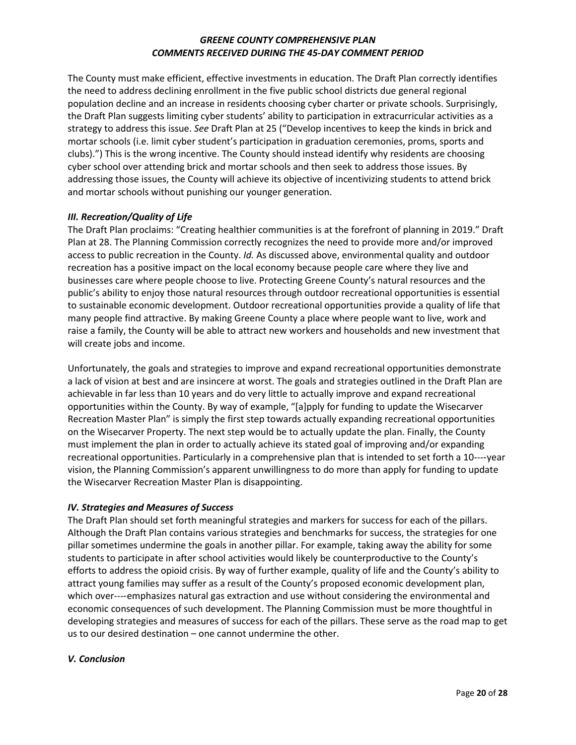The County must make efficient, effective investments in education. The Draft Plan correctly identifies the need to address declining enrollment in the five public school districts due general regional population decline and an increase in residents choosing cyber charter or private schools. Surprisingly, the Draft Plan suggests limiting cyber students' ability to participation in extracurricular activities as a strategy to address this issue. *See* Draft Plan at 25 ("Develop incentives to keep the kinds in brick and mortar schools (i.e. limit cyber student's participation in graduation ceremonies, proms, sports and clubs).") This is the wrong incentive. The County should instead identify why residents are choosing cyber school over attending brick and mortar schools and then seek to address those issues. By addressing those issues, the County will achieve its objective of incentivizing students to attend brick and mortar schools without punishing our younger generation.

### *III. Recreation/Quality of Life*

The Draft Plan proclaims: "Creating healthier communities is at the forefront of planning in 2019." Draft Plan at 28. The Planning Commission correctly recognizes the need to provide more and/or improved access to public recreation in the County. *Id.* As discussed above, environmental quality and outdoor recreation has a positive impact on the local economy because people care where they live and businesses care where people choose to live. Protecting Greene County's natural resources and the public's ability to enjoy those natural resources through outdoor recreational opportunities is essential to sustainable economic development. Outdoor recreational opportunities provide a quality of life that many people find attractive. By making Greene County a place where people want to live, work and raise a family, the County will be able to attract new workers and households and new investment that will create jobs and income.

Unfortunately, the goals and strategies to improve and expand recreational opportunities demonstrate a lack of vision at best and are insincere at worst. The goals and strategies outlined in the Draft Plan are achievable in far less than 10 years and do very little to actually improve and expand recreational opportunities within the County. By way of example, "[a]pply for funding to update the Wisecarver Recreation Master Plan" is simply the first step towards actually expanding recreational opportunities on the Wisecarver Property. The next step would be to actually update the plan. Finally, the County must implement the plan in order to actually achieve its stated goal of improving and/or expanding recreational opportunities. Particularly in a comprehensive plan that is intended to set forth a 10----year vision, the Planning Commission's apparent unwillingness to do more than apply for funding to update the Wisecarver Recreation Master Plan is disappointing.

### *IV. Strategies and Measures of Success*

The Draft Plan should set forth meaningful strategies and markers for success for each of the pillars. Although the Draft Plan contains various strategies and benchmarks for success, the strategies for one pillar sometimes undermine the goals in another pillar. For example, taking away the ability for some students to participate in after school activities would likely be counterproductive to the County's efforts to address the opioid crisis. By way of further example, quality of life and the County's ability to attract young families may suffer as a result of the County's proposed economic development plan, which over----emphasizes natural gas extraction and use without considering the environmental and economic consequences of such development. The Planning Commission must be more thoughtful in developing strategies and measures of success for each of the pillars. These serve as the road map to get us to our desired destination – one cannot undermine the other.

### *V. Conclusion*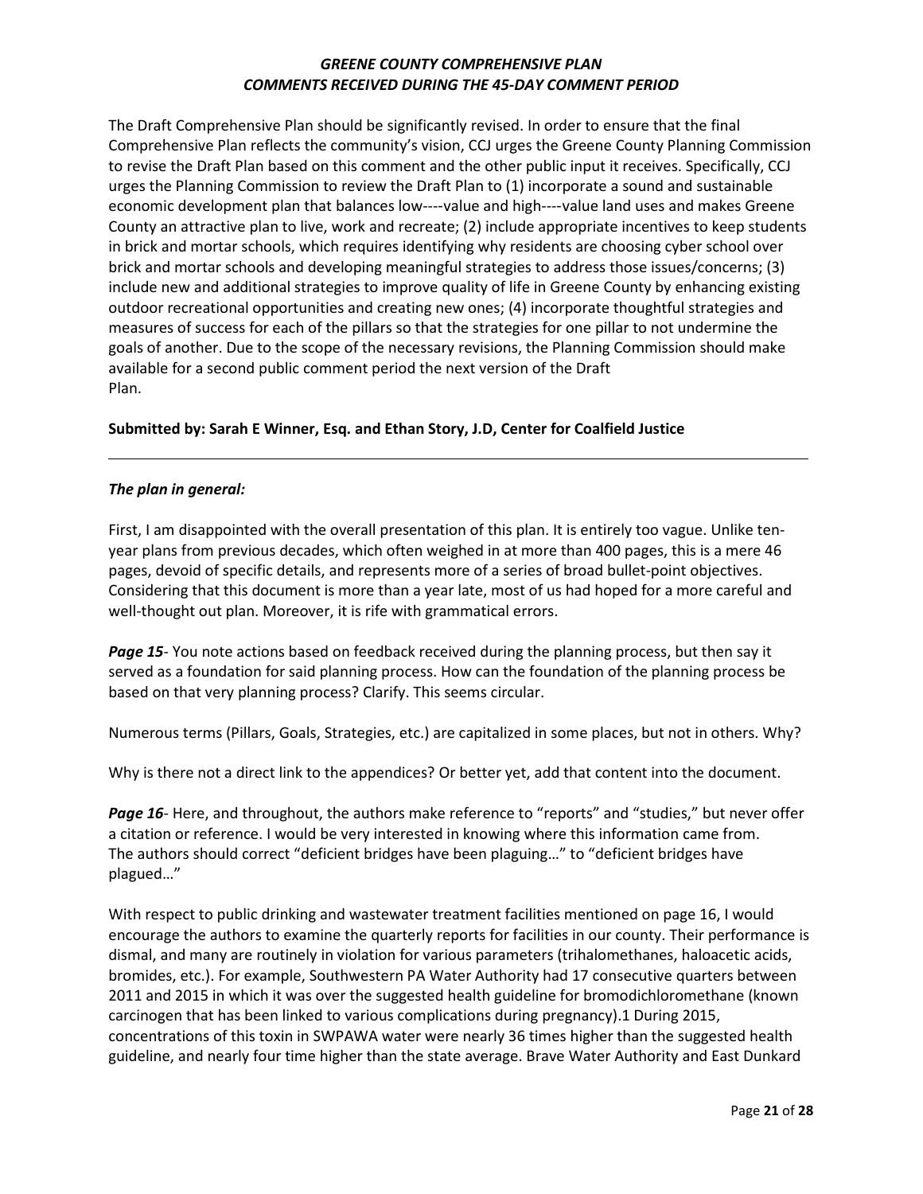The Draft Comprehensive Plan should be significantly revised. In order to ensure that the final Comprehensive Plan reflects the community's vision, CCJ urges the Greene County Planning Commission to revise the Draft Plan based on this comment and the other public input it receives. Specifically, CCJ urges the Planning Commission to review the Draft Plan to (1) incorporate a sound and sustainable economic development plan that balances low----value and high----value land uses and makes Greene County an attractive plan to live, work and recreate; (2) include appropriate incentives to keep students in brick and mortar schools, which requires identifying why residents are choosing cyber school over brick and mortar schools and developing meaningful strategies to address those issues/concerns; (3) include new and additional strategies to improve quality of life in Greene County by enhancing existing outdoor recreational opportunities and creating new ones; (4) incorporate thoughtful strategies and measures of success for each of the pillars so that the strategies for one pillar to not undermine the goals of another. Due to the scope of the necessary revisions, the Planning Commission should make available for a second public comment period the next version of the Draft Plan.

**Submitted by: Sarah E Winner, Esq. and Ethan Story, J.D, Center for Coalfield Justice**

---

***The plan in general:***

First, I am disappointed with the overall presentation of this plan. It is entirely too vague. Unlike ten-year plans from previous decades, which often weighed in at more than 400 pages, this is a mere 46 pages, devoid of specific details, and represents more of a series of broad bullet-point objectives. Considering that this document is more than a year late, most of us had hoped for a more careful and well-thought out plan. Moreover, it is rife with grammatical errors.

***Page 15***- You note actions based on feedback received during the planning process, but then say it served as a foundation for said planning process. How can the foundation of the planning process be based on that very planning process? Clarify. This seems circular.

Numerous terms (Pillars, Goals, Strategies, etc.) are capitalized in some places, but not in others. Why?

Why is there not a direct link to the appendices? Or better yet, add that content into the document.

***Page 16***- Here, and throughout, the authors make reference to "reports" and "studies," but never offer a citation or reference. I would be very interested in knowing where this information came from. The authors should correct "deficient bridges have been plaguing…" to "deficient bridges have plagued…"

With respect to public drinking and wastewater treatment facilities mentioned on page 16, I would encourage the authors to examine the quarterly reports for facilities in our county. Their performance is dismal, and many are routinely in violation for various parameters (trihalomethanes, haloacetic acids, bromides, etc.). For example, Southwestern PA Water Authority had 17 consecutive quarters between 2011 and 2015 in which it was over the suggested health guideline for bromodichloromethane (known carcinogen that has been linked to various complications during pregnancy).[1] During 2015, concentrations of this toxin in SWPAWA water were nearly 36 times higher than the suggested health guideline, and nearly four time higher than the state average. Brave Water Authority and East Dunkard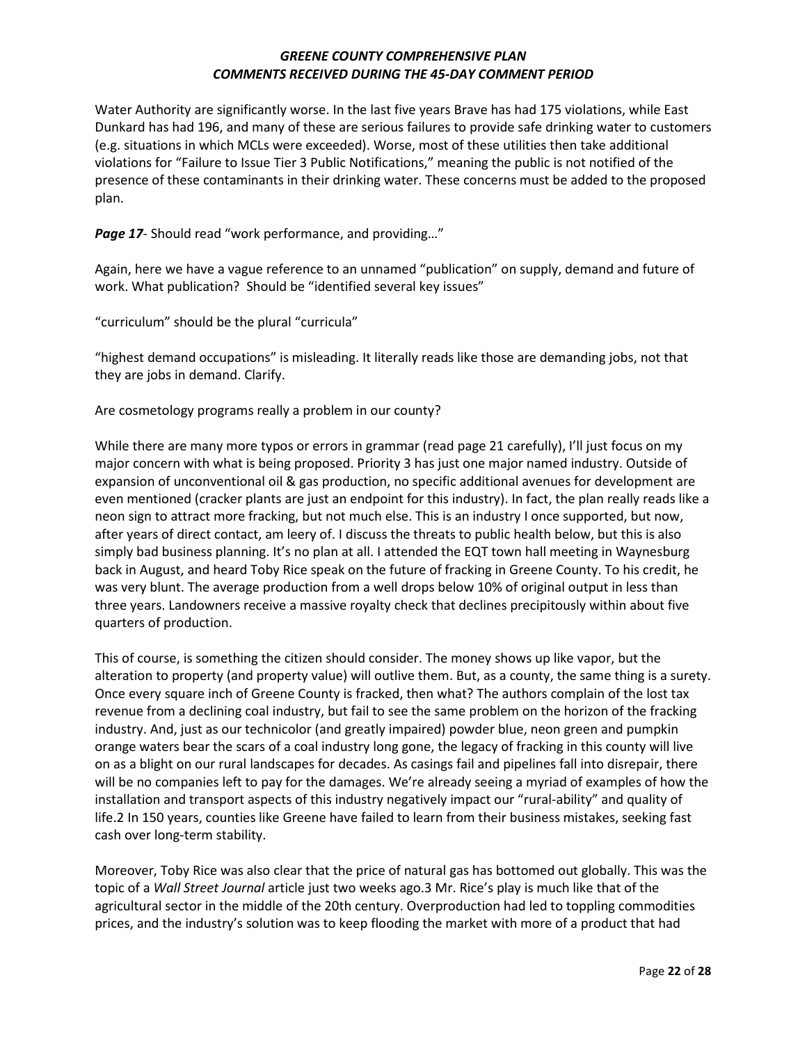Water Authority are significantly worse. In the last five years Brave has had 175 violations, while East Dunkard has had 196, and many of these are serious failures to provide safe drinking water to customers (e.g. situations in which MCLs were exceeded). Worse, most of these utilities then take additional violations for "Failure to Issue Tier 3 Public Notifications," meaning the public is not notified of the presence of these contaminants in their drinking water. These concerns must be added to the proposed plan.

***Page 17***- Should read "work performance, and providing…"

Again, here we have a vague reference to an unnamed "publication" on supply, demand and future of work. What publication? Should be "identified several key issues"

"curriculum" should be the plural "curricula"

"highest demand occupations" is misleading. It literally reads like those are demanding jobs, not that they are jobs in demand. Clarify.

Are cosmetology programs really a problem in our county?

While there are many more typos or errors in grammar (read page 21 carefully), I'll just focus on my major concern with what is being proposed. Priority 3 has just one major named industry. Outside of expansion of unconventional oil & gas production, no specific additional avenues for development are even mentioned (cracker plants are just an endpoint for this industry). In fact, the plan really reads like a neon sign to attract more fracking, but not much else. This is an industry I once supported, but now, after years of direct contact, am leery of. I discuss the threats to public health below, but this is also simply bad business planning. It's no plan at all. I attended the EQT town hall meeting in Waynesburg back in August, and heard Toby Rice speak on the future of fracking in Greene County. To his credit, he was very blunt. The average production from a well drops below 10% of original output in less than three years. Landowners receive a massive royalty check that declines precipitously within about five quarters of production.

This of course, is something the citizen should consider. The money shows up like vapor, but the alteration to property (and property value) will outlive them. But, as a county, the same thing is a surety. Once every square inch of Greene County is fracked, then what? The authors complain of the lost tax revenue from a declining coal industry, but fail to see the same problem on the horizon of the fracking industry. And, just as our technicolor (and greatly impaired) powder blue, neon green and pumpkin orange waters bear the scars of a coal industry long gone, the legacy of fracking in this county will live on as a blight on our rural landscapes for decades. As casings fail and pipelines fall into disrepair, there will be no companies left to pay for the damages. We're already seeing a myriad of examples of how the installation and transport aspects of this industry negatively impact our "rural-ability" and quality of life.[2] In 150 years, counties like Greene have failed to learn from their business mistakes, seeking fast cash over long-term stability.

Moreover, Toby Rice was also clear that the price of natural gas has bottomed out globally. This was the topic of a *Wall Street Journal* article just two weeks ago.[3] Mr. Rice's play is much like that of the agricultural sector in the middle of the 20th century. Overproduction had led to toppling commodities prices, and the industry's solution was to keep flooding the market with more of a product that had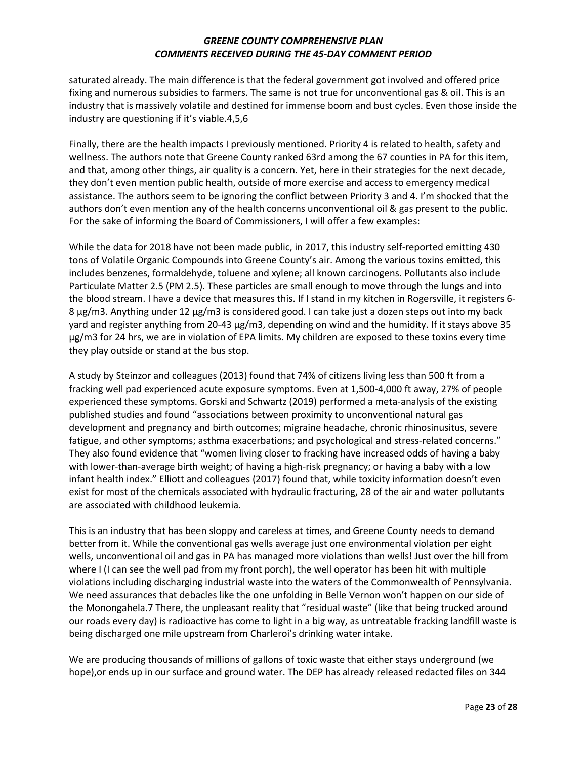saturated already. The main difference is that the federal government got involved and offered price fixing and numerous subsidies to farmers. The same is not true for unconventional gas & oil. This is an industry that is massively volatile and destined for immense boom and bust cycles. Even those inside the industry are questioning if it's viable.[4,5,6]

Finally, there are the health impacts I previously mentioned. Priority 4 is related to health, safety and wellness. The authors note that Greene County ranked 63rd among the 67 counties in PA for this item, and that, among other things, air quality is a concern. Yet, here in their strategies for the next decade, they don't even mention public health, outside of more exercise and access to emergency medical assistance. The authors seem to be ignoring the conflict between Priority 3 and 4. I'm shocked that the authors don't even mention any of the health concerns unconventional oil & gas present to the public. For the sake of informing the Board of Commissioners, I will offer a few examples:

While the data for 2018 have not been made public, in 2017, this industry self-reported emitting 430 tons of Volatile Organic Compounds into Greene County's air. Among the various toxins emitted, this includes benzenes, formaldehyde, toluene and xylene; all known carcinogens. Pollutants also include Particulate Matter 2.5 (PM 2.5). These particles are small enough to move through the lungs and into the blood stream. I have a device that measures this. If I stand in my kitchen in Rogersville, it registers 6-8 µg/m3. Anything under 12 µg/m3 is considered good. I can take just a dozen steps out into my back yard and register anything from 20-43 µg/m3, depending on wind and the humidity. If it stays above 35 µg/m3 for 24 hrs, we are in violation of EPA limits. My children are exposed to these toxins every time they play outside or stand at the bus stop.

A study by Steinzor and colleagues (2013) found that 74% of citizens living less than 500 ft from a fracking well pad experienced acute exposure symptoms. Even at 1,500-4,000 ft away, 27% of people experienced these symptoms. Gorski and Schwartz (2019) performed a meta-analysis of the existing published studies and found "associations between proximity to unconventional natural gas development and pregnancy and birth outcomes; migraine headache, chronic rhinosinusitus, severe fatigue, and other symptoms; asthma exacerbations; and psychological and stress-related concerns." They also found evidence that "women living closer to fracking have increased odds of having a baby with lower-than-average birth weight; of having a high-risk pregnancy; or having a baby with a low infant health index." Elliott and colleagues (2017) found that, while toxicity information doesn't even exist for most of the chemicals associated with hydraulic fracturing, 28 of the air and water pollutants are associated with childhood leukemia.

This is an industry that has been sloppy and careless at times, and Greene County needs to demand better from it. While the conventional gas wells average just one environmental violation per eight wells, unconventional oil and gas in PA has managed more violations than wells! Just over the hill from where I (I can see the well pad from my front porch), the well operator has been hit with multiple violations including discharging industrial waste into the waters of the Commonwealth of Pennsylvania. We need assurances that debacles like the one unfolding in Belle Vernon won't happen on our side of the Monongahela.[7] There, the unpleasant reality that "residual waste" (like that being trucked around our roads every day) is radioactive has come to light in a big way, as untreatable fracking landfill waste is being discharged one mile upstream from Charleroi's drinking water intake.

We are producing thousands of millions of gallons of toxic waste that either stays underground (we hope),or ends up in our surface and ground water. The DEP has already released redacted files on 344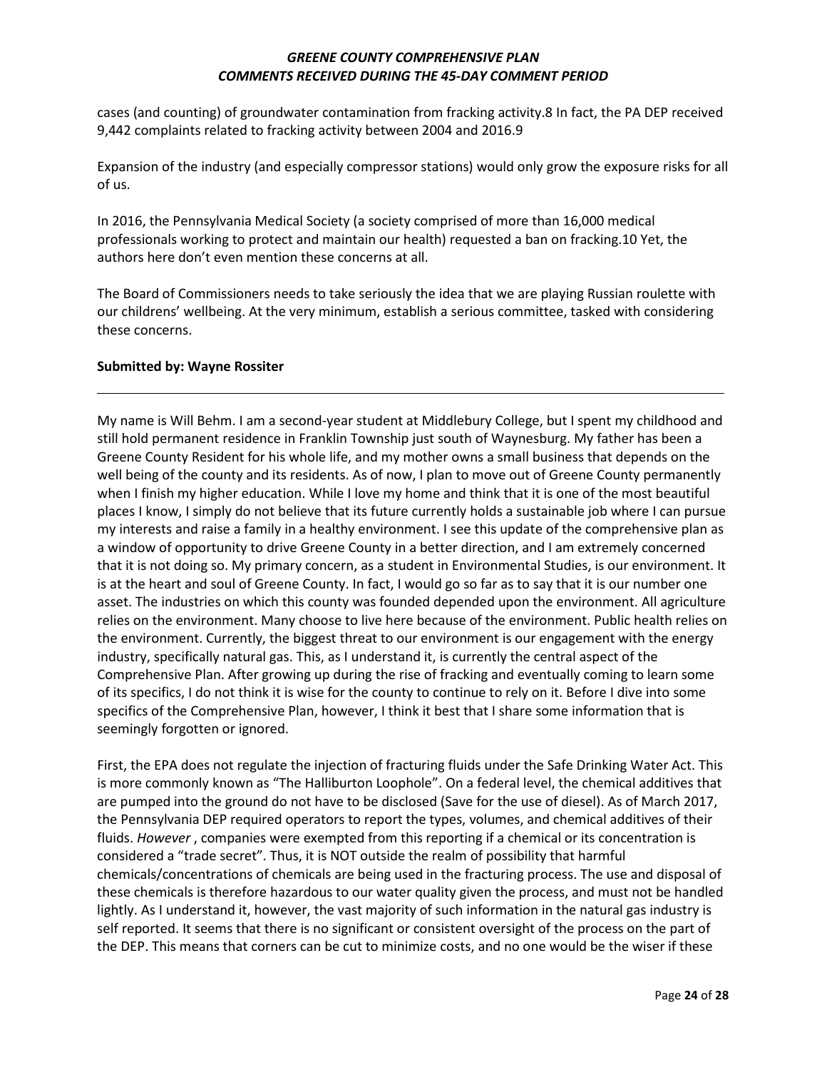cases (and counting) of groundwater contamination from fracking activity.[8] In fact, the PA DEP received 9,442 complaints related to fracking activity between 2004 and 2016.[9]

Expansion of the industry (and especially compressor stations) would only grow the exposure risks for all of us.

In 2016, the Pennsylvania Medical Society (a society comprised of more than 16,000 medical professionals working to protect and maintain our health) requested a ban on fracking.[10] Yet, the authors here don't even mention these concerns at all.

The Board of Commissioners needs to take seriously the idea that we are playing Russian roulette with our childrens' wellbeing. At the very minimum, establish a serious committee, tasked with considering these concerns.

**Submitted by: Wayne Rossiter**

---

My name is Will Behm. I am a second-year student at Middlebury College, but I spent my childhood and still hold permanent residence in Franklin Township just south of Waynesburg. My father has been a Greene County Resident for his whole life, and my mother owns a small business that depends on the well being of the county and its residents. As of now, I plan to move out of Greene County permanently when I finish my higher education. While I love my home and think that it is one of the most beautiful places I know, I simply do not believe that its future currently holds a sustainable job where I can pursue my interests and raise a family in a healthy environment. I see this update of the comprehensive plan as a window of opportunity to drive Greene County in a better direction, and I am extremely concerned that it is not doing so. My primary concern, as a student in Environmental Studies, is our environment. It is at the heart and soul of Greene County. In fact, I would go so far as to say that it is our number one asset. The industries on which this county was founded depended upon the environment. All agriculture relies on the environment. Many choose to live here because of the environment. Public health relies on the environment. Currently, the biggest threat to our environment is our engagement with the energy industry, specifically natural gas. This, as I understand it, is currently the central aspect of the Comprehensive Plan. After growing up during the rise of fracking and eventually coming to learn some of its specifics, I do not think it is wise for the county to continue to rely on it. Before I dive into some specifics of the Comprehensive Plan, however, I think it best that I share some information that is seemingly forgotten or ignored.

First, the EPA does not regulate the injection of fracturing fluids under the Safe Drinking Water Act. This is more commonly known as "The Halliburton Loophole". On a federal level, the chemical additives that are pumped into the ground do not have to be disclosed (Save for the use of diesel). As of March 2017, the Pennsylvania DEP required operators to report the types, volumes, and chemical additives of their fluids. *However*, companies were exempted from this reporting if a chemical or its concentration is considered a "trade secret". Thus, it is NOT outside the realm of possibility that harmful chemicals/concentrations of chemicals are being used in the fracturing process. The use and disposal of these chemicals is therefore hazardous to our water quality given the process, and must not be handled lightly. As I understand it, however, the vast majority of such information in the natural gas industry is self reported. It seems that there is no significant or consistent oversight of the process on the part of the DEP. This means that corners can be cut to minimize costs, and no one would be the wiser if these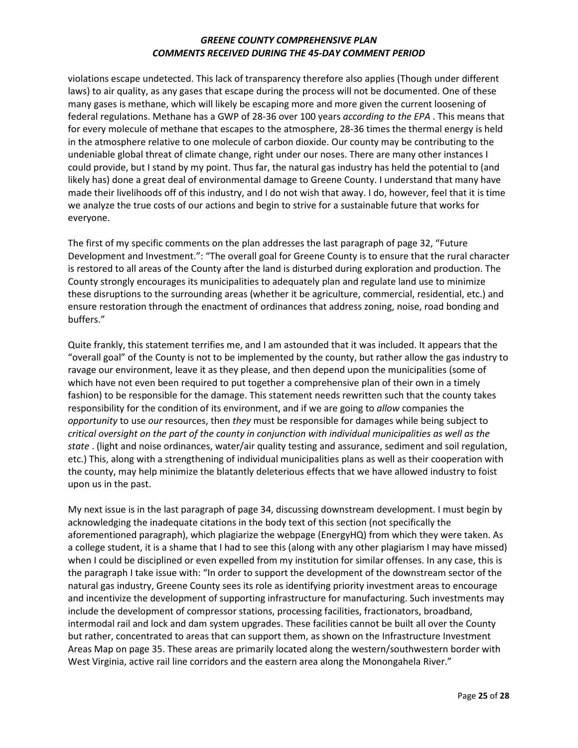violations escape undetected. This lack of transparency therefore also applies (Though under different laws) to air quality, as any gases that escape during the process will not be documented. One of these many gases is methane, which will likely be escaping more and more given the current loosening of federal regulations. Methane has a GWP of 28-36 over 100 years *according to the EPA* . This means that for every molecule of methane that escapes to the atmosphere, 28-36 times the thermal energy is held in the atmosphere relative to one molecule of carbon dioxide. Our county may be contributing to the undeniable global threat of climate change, right under our noses. There are many other instances I could provide, but I stand by my point. Thus far, the natural gas industry has held the potential to (and likely has) done a great deal of environmental damage to Greene County. I understand that many have made their livelihoods off of this industry, and I do not wish that away. I do, however, feel that it is time we analyze the true costs of our actions and begin to strive for a sustainable future that works for everyone.

The first of my specific comments on the plan addresses the last paragraph of page 32, "Future Development and Investment.": "The overall goal for Greene County is to ensure that the rural character is restored to all areas of the County after the land is disturbed during exploration and production. The County strongly encourages its municipalities to adequately plan and regulate land use to minimize these disruptions to the surrounding areas (whether it be agriculture, commercial, residential, etc.) and ensure restoration through the enactment of ordinances that address zoning, noise, road bonding and buffers."

Quite frankly, this statement terrifies me, and I am astounded that it was included. It appears that the "overall goal" of the County is not to be implemented by the county, but rather allow the gas industry to ravage our environment, leave it as they please, and then depend upon the municipalities (some of which have not even been required to put together a comprehensive plan of their own in a timely fashion) to be responsible for the damage. This statement needs rewritten such that the county takes responsibility for the condition of its environment, and if we are going to *allow* companies the *opportunity* to use *our* resources, then *they* must be responsible for damages while being subject to *critical oversight on the part of the county in conjunction with individual municipalities as well as the state* . (light and noise ordinances, water/air quality testing and assurance, sediment and soil regulation, etc.) This, along with a strengthening of individual municipalities plans as well as their cooperation with the county, may help minimize the blatantly deleterious effects that we have allowed industry to foist upon us in the past.

My next issue is in the last paragraph of page 34, discussing downstream development. I must begin by acknowledging the inadequate citations in the body text of this section (not specifically the aforementioned paragraph), which plagiarize the webpage (EnergyHQ) from which they were taken. As a college student, it is a shame that I had to see this (along with any other plagiarism I may have missed) when I could be disciplined or even expelled from my institution for similar offenses. In any case, this is the paragraph I take issue with: "In order to support the development of the downstream sector of the natural gas industry, Greene County sees its role as identifying priority investment areas to encourage and incentivize the development of supporting infrastructure for manufacturing. Such investments may include the development of compressor stations, processing facilities, fractionators, broadband, intermodal rail and lock and dam system upgrades. These facilities cannot be built all over the County but rather, concentrated to areas that can support them, as shown on the Infrastructure Investment Areas Map on page 35. These areas are primarily located along the western/southwestern border with West Virginia, active rail line corridors and the eastern area along the Monongahela River."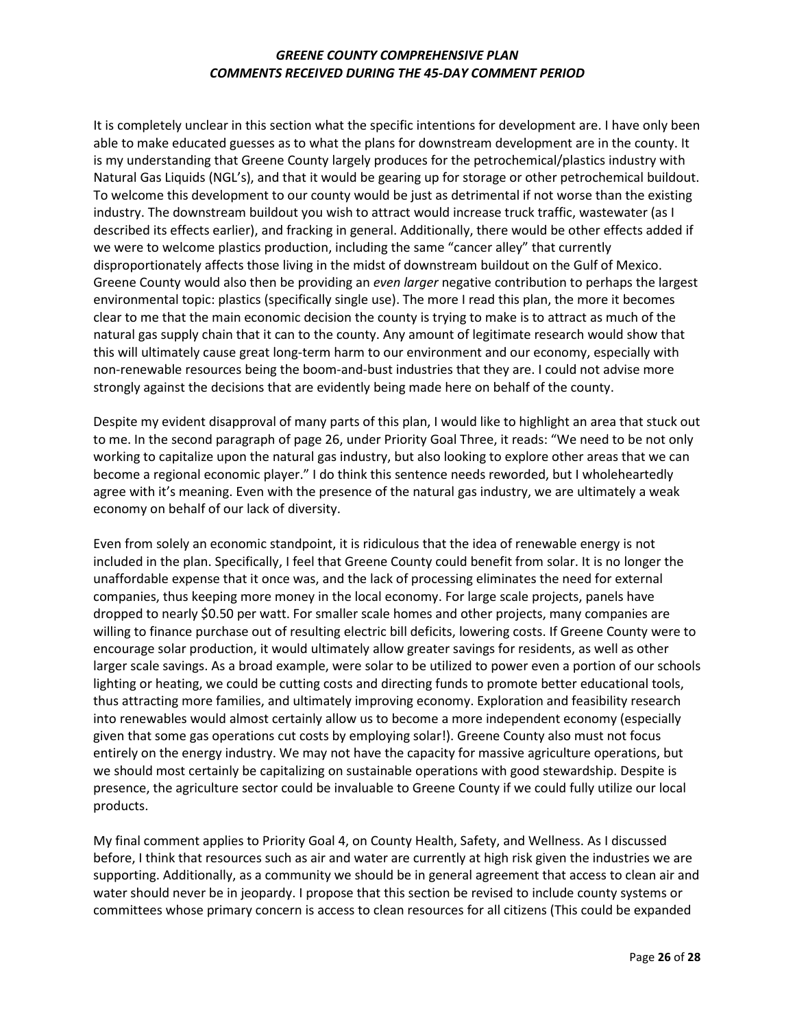It is completely unclear in this section what the specific intentions for development are. I have only been able to make educated guesses as to what the plans for downstream development are in the county. It is my understanding that Greene County largely produces for the petrochemical/plastics industry with Natural Gas Liquids (NGL's), and that it would be gearing up for storage or other petrochemical buildout. To welcome this development to our county would be just as detrimental if not worse than the existing industry. The downstream buildout you wish to attract would increase truck traffic, wastewater (as I described its effects earlier), and fracking in general. Additionally, there would be other effects added if we were to welcome plastics production, including the same "cancer alley" that currently disproportionately affects those living in the midst of downstream buildout on the Gulf of Mexico. Greene County would also then be providing an *even larger* negative contribution to perhaps the largest environmental topic: plastics (specifically single use). The more I read this plan, the more it becomes clear to me that the main economic decision the county is trying to make is to attract as much of the natural gas supply chain that it can to the county. Any amount of legitimate research would show that this will ultimately cause great long-term harm to our environment and our economy, especially with non-renewable resources being the boom-and-bust industries that they are. I could not advise more strongly against the decisions that are evidently being made here on behalf of the county.

Despite my evident disapproval of many parts of this plan, I would like to highlight an area that stuck out to me. In the second paragraph of page 26, under Priority Goal Three, it reads: "We need to be not only working to capitalize upon the natural gas industry, but also looking to explore other areas that we can become a regional economic player." I do think this sentence needs reworded, but I wholeheartedly agree with it's meaning. Even with the presence of the natural gas industry, we are ultimately a weak economy on behalf of our lack of diversity.

Even from solely an economic standpoint, it is ridiculous that the idea of renewable energy is not included in the plan. Specifically, I feel that Greene County could benefit from solar. It is no longer the unaffordable expense that it once was, and the lack of processing eliminates the need for external companies, thus keeping more money in the local economy. For large scale projects, panels have dropped to nearly $0.50 per watt. For smaller scale homes and other projects, many companies are willing to finance purchase out of resulting electric bill deficits, lowering costs. If Greene County were to encourage solar production, it would ultimately allow greater savings for residents, as well as other larger scale savings. As a broad example, were solar to be utilized to power even a portion of our schools lighting or heating, we could be cutting costs and directing funds to promote better educational tools, thus attracting more families, and ultimately improving economy. Exploration and feasibility research into renewables would almost certainly allow us to become a more independent economy (especially given that some gas operations cut costs by employing solar!). Greene County also must not focus entirely on the energy industry. We may not have the capacity for massive agriculture operations, but we should most certainly be capitalizing on sustainable operations with good stewardship. Despite is presence, the agriculture sector could be invaluable to Greene County if we could fully utilize our local products.

My final comment applies to Priority Goal 4, on County Health, Safety, and Wellness. As I discussed before, I think that resources such as air and water are currently at high risk given the industries we are supporting. Additionally, as a community we should be in general agreement that access to clean air and water should never be in jeopardy. I propose that this section be revised to include county systems or committees whose primary concern is access to clean resources for all citizens (This could be expanded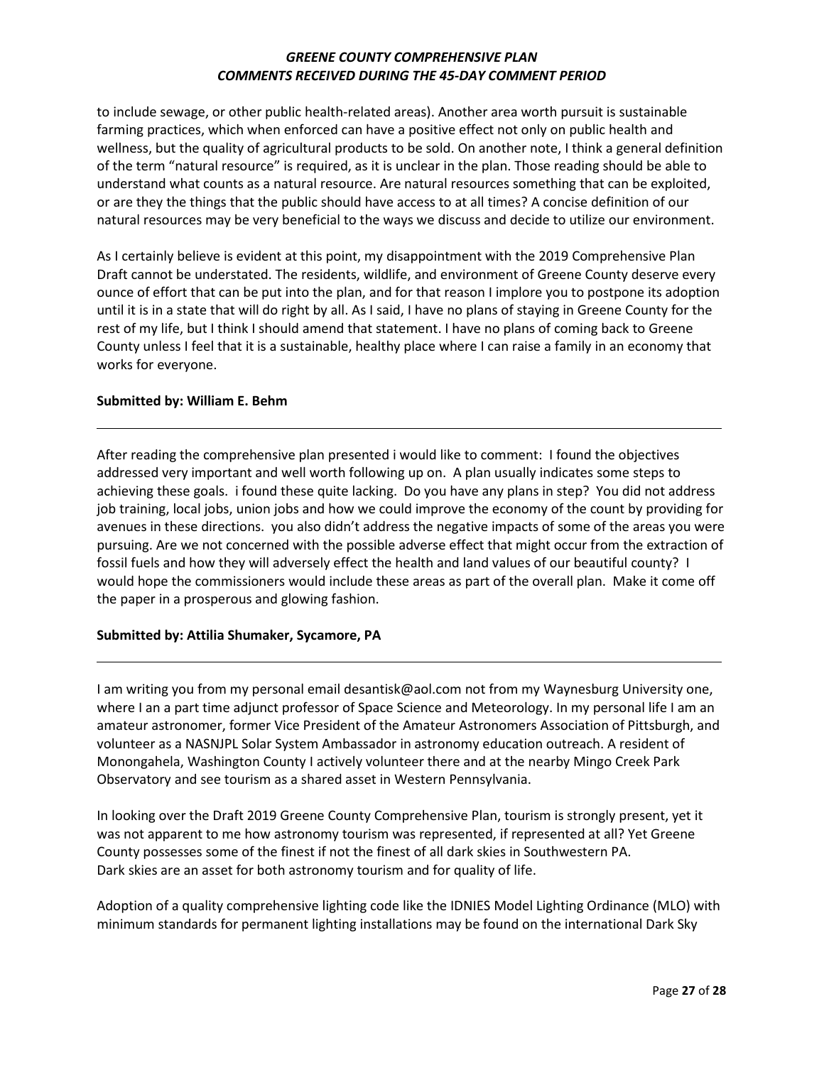to include sewage, or other public health-related areas). Another area worth pursuit is sustainable farming practices, which when enforced can have a positive effect not only on public health and wellness, but the quality of agricultural products to be sold. On another note, I think a general definition of the term "natural resource" is required, as it is unclear in the plan. Those reading should be able to understand what counts as a natural resource. Are natural resources something that can be exploited, or are they the things that the public should have access to at all times? A concise definition of our natural resources may be very beneficial to the ways we discuss and decide to utilize our environment.

As I certainly believe is evident at this point, my disappointment with the 2019 Comprehensive Plan Draft cannot be understated. The residents, wildlife, and environment of Greene County deserve every ounce of effort that can be put into the plan, and for that reason I implore you to postpone its adoption until it is in a state that will do right by all. As I said, I have no plans of staying in Greene County for the rest of my life, but I think I should amend that statement. I have no plans of coming back to Greene County unless I feel that it is a sustainable, healthy place where I can raise a family in an economy that works for everyone.

**Submitted by: William E. Behm**

---

After reading the comprehensive plan presented i would like to comment: I found the objectives addressed very important and well worth following up on. A plan usually indicates some steps to achieving these goals. i found these quite lacking. Do you have any plans in step? You did not address job training, local jobs, union jobs and how we could improve the economy of the count by providing for avenues in these directions. you also didn't address the negative impacts of some of the areas you were pursuing. Are we not concerned with the possible adverse effect that might occur from the extraction of fossil fuels and how they will adversely effect the health and land values of our beautiful county? I would hope the commissioners would include these areas as part of the overall plan. Make it come off the paper in a prosperous and glowing fashion.

**Submitted by: Attilia Shumaker, Sycamore, PA**

---

I am writing you from my personal email desantisk@aol.com not from my Waynesburg University one, where I an a part time adjunct professor of Space Science and Meteorology. In my personal life I am an amateur astronomer, former Vice President of the Amateur Astronomers Association of Pittsburgh, and volunteer as a NASNJPL Solar System Ambassador in astronomy education outreach. A resident of Monongahela, Washington County I actively volunteer there and at the nearby Mingo Creek Park Observatory and see tourism as a shared asset in Western Pennsylvania.

In looking over the Draft 2019 Greene County Comprehensive Plan, tourism is strongly present, yet it was not apparent to me how astronomy tourism was represented, if represented at all? Yet Greene County possesses some of the finest if not the finest of all dark skies in Southwestern PA. Dark skies are an asset for both astronomy tourism and for quality of life.

Adoption of a quality comprehensive lighting code like the IDNIES Model Lighting Ordinance (MLO) with minimum standards for permanent lighting installations may be found on the international Dark Sky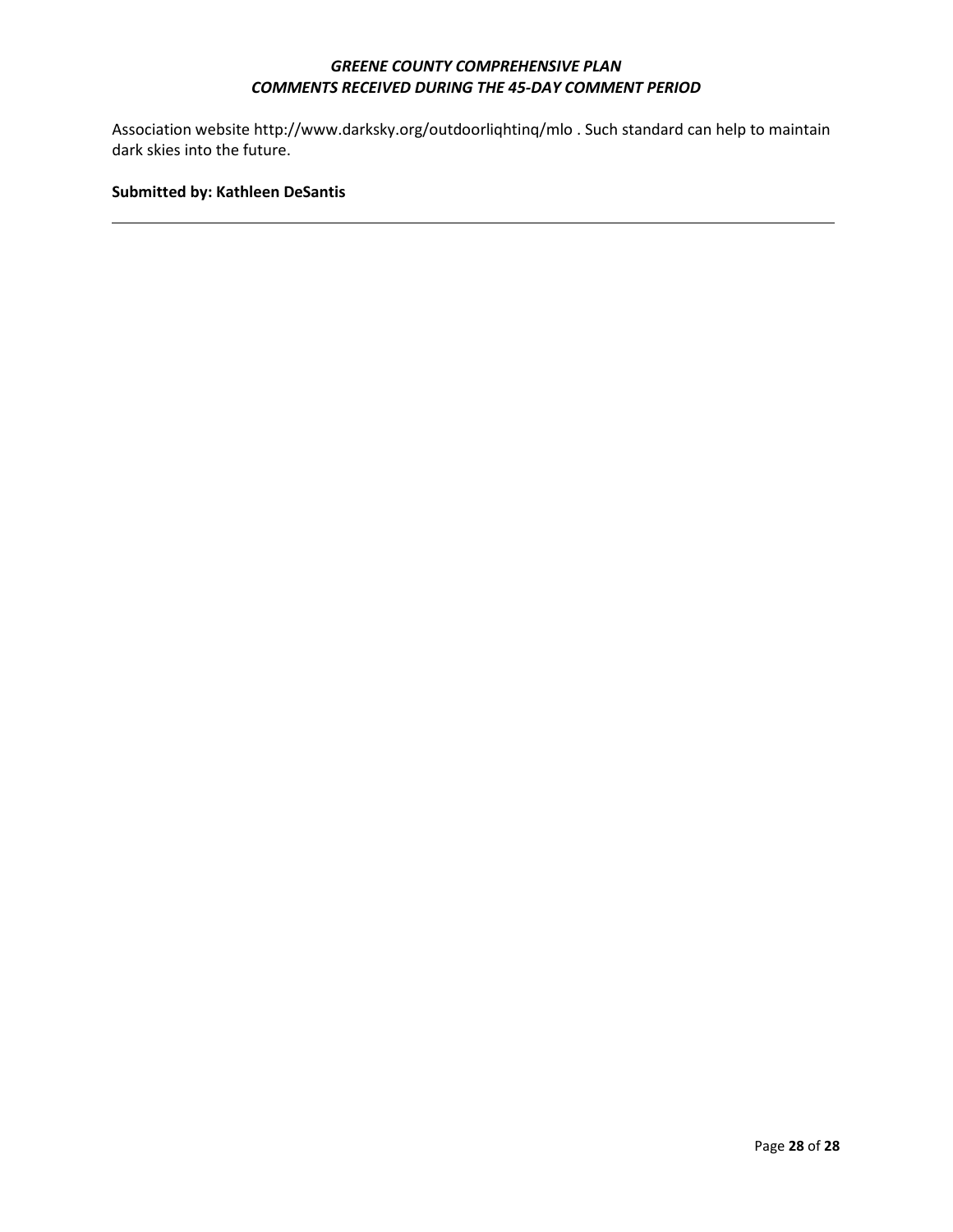Association website http://www.darksky.org/outdoorliqhtinq/mlo . Such standard can help to maintain dark skies into the future.

**Submitted by: Kathleen DeSantis**

---